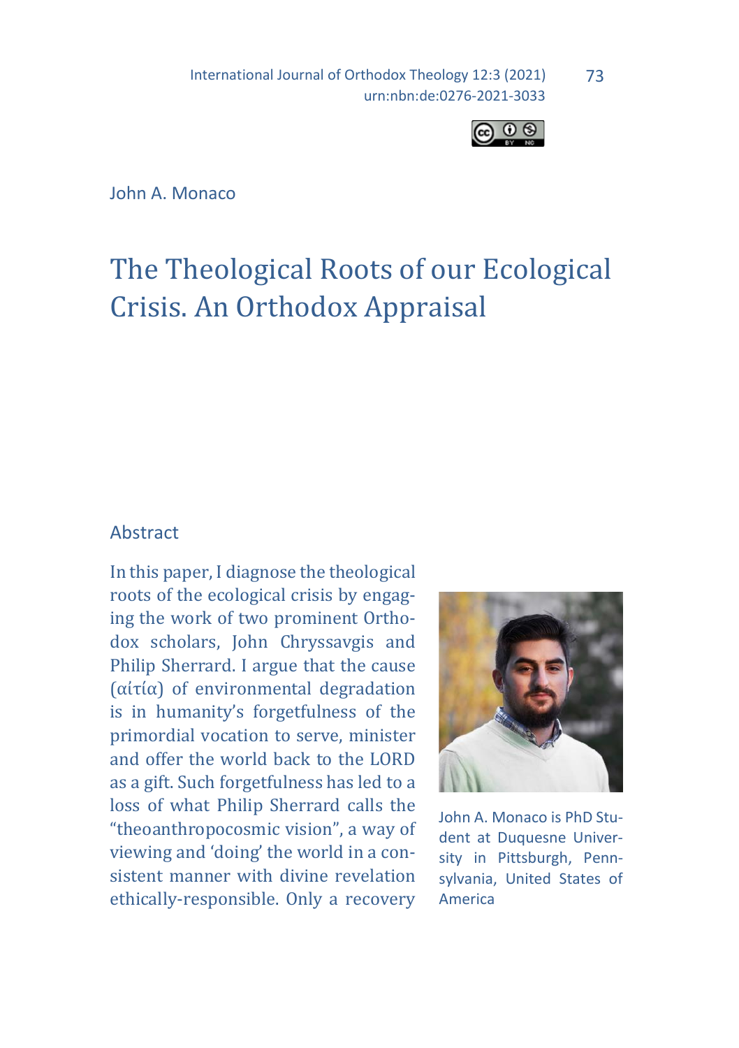John A. Monaco

# The Theological Roots of our Ecological Crisis. An Orthodox Appraisal

## Abstract

In this paper, I diagnose the theological roots of the ecological crisis by engaging the work of two prominent Orthodox scholars, John Chryssavgis and Philip Sherrard. I argue that the cause (αἰτία) of environmental degradation is in humanity's forgetfulness of the primordial vocation to serve, minister and offer the world back to the LORD as a gift. Such forgetfulness has led to a loss of what Philip Sherrard calls the "theoanthropocosmic vision", a way of viewing and 'doing' the world in a consistent manner with divine revelation ethically-responsible. Only a recovery

John A. Monaco is PhD Student at Duquesne University in Pittsburgh, Pennsylvania, United States of America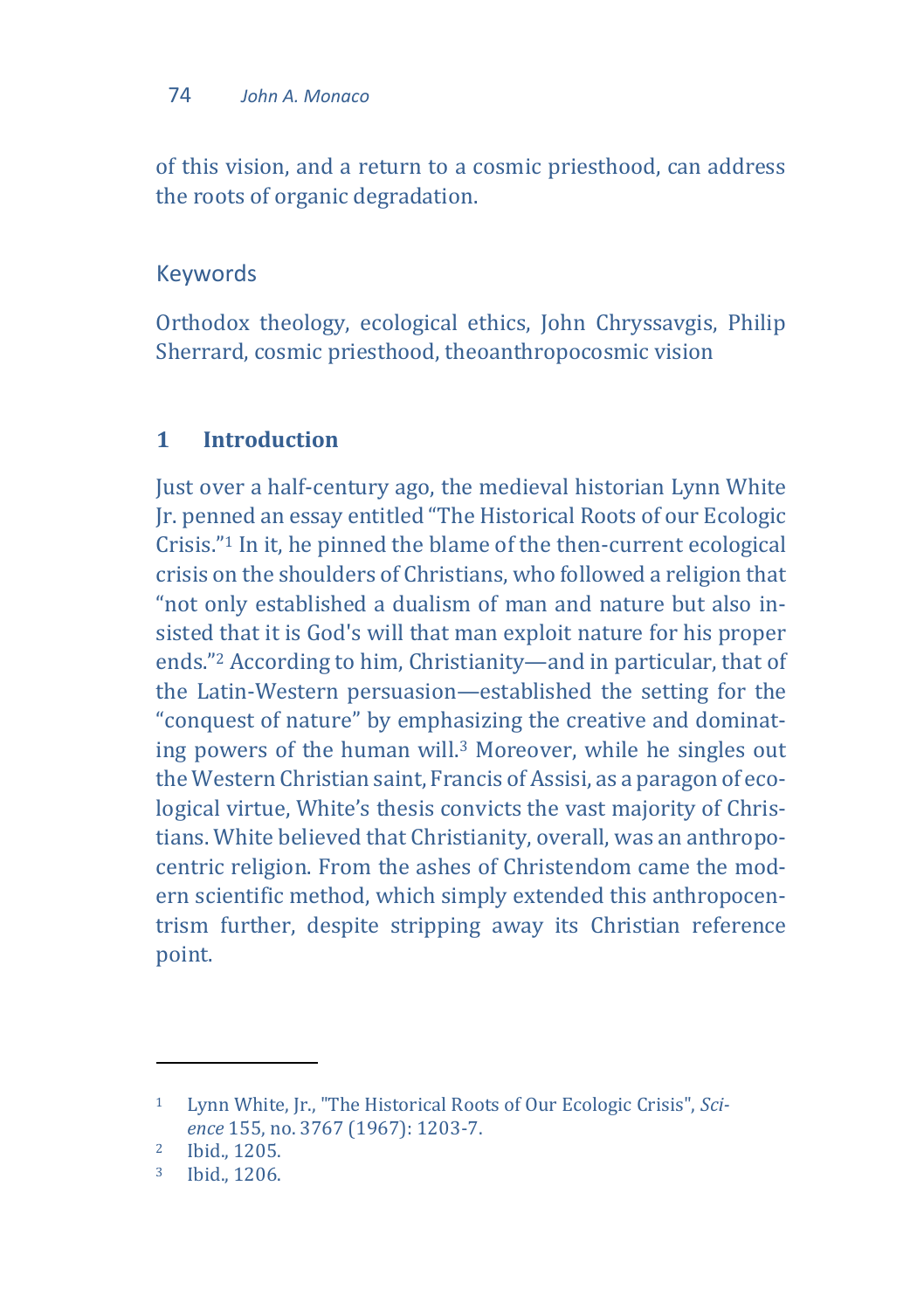of this vision, and a return to a cosmic priesthood, can address the roots of organic degradation.

### Keywords

Orthodox theology, ecological ethics, John Chryssavgis, Philip Sherrard, cosmic priesthood, theoanthropocosmic vision

## 1 Introduction

Just over a half-century ago, the medieval historian Lynn White Jr. penned an essay entitled "The Historical Roots of our Ecologic Crisis."[1] In it, he pinned the blame of the then-current ecological crisis on the shoulders of Christians, who followed a religion that "not only established a dualism of man and nature but also insisted that it is God's will that man exploit nature for his proper ends."[2] According to him, Christianity—and in particular, that of the Latin-Western persuasion—established the setting for the "conquest of nature" by emphasizing the creative and dominating powers of the human will.[3] Moreover, while he singles out the Western Christian saint, Francis of Assisi, as a paragon of ecological virtue, White's thesis convicts the vast majority of Christians. White believed that Christianity, overall, was an anthropocentric religion. From the ashes of Christendom came the modern scientific method, which simply extended this anthropocentrism further, despite stripping away its Christian reference point.

---

[1] Lynn White, Jr., "The Historical Roots of Our Ecologic Crisis", *Science* 155, no. 3767 (1967): 1203-7.

[2] Ibid., 1205.

[3] Ibid., 1206.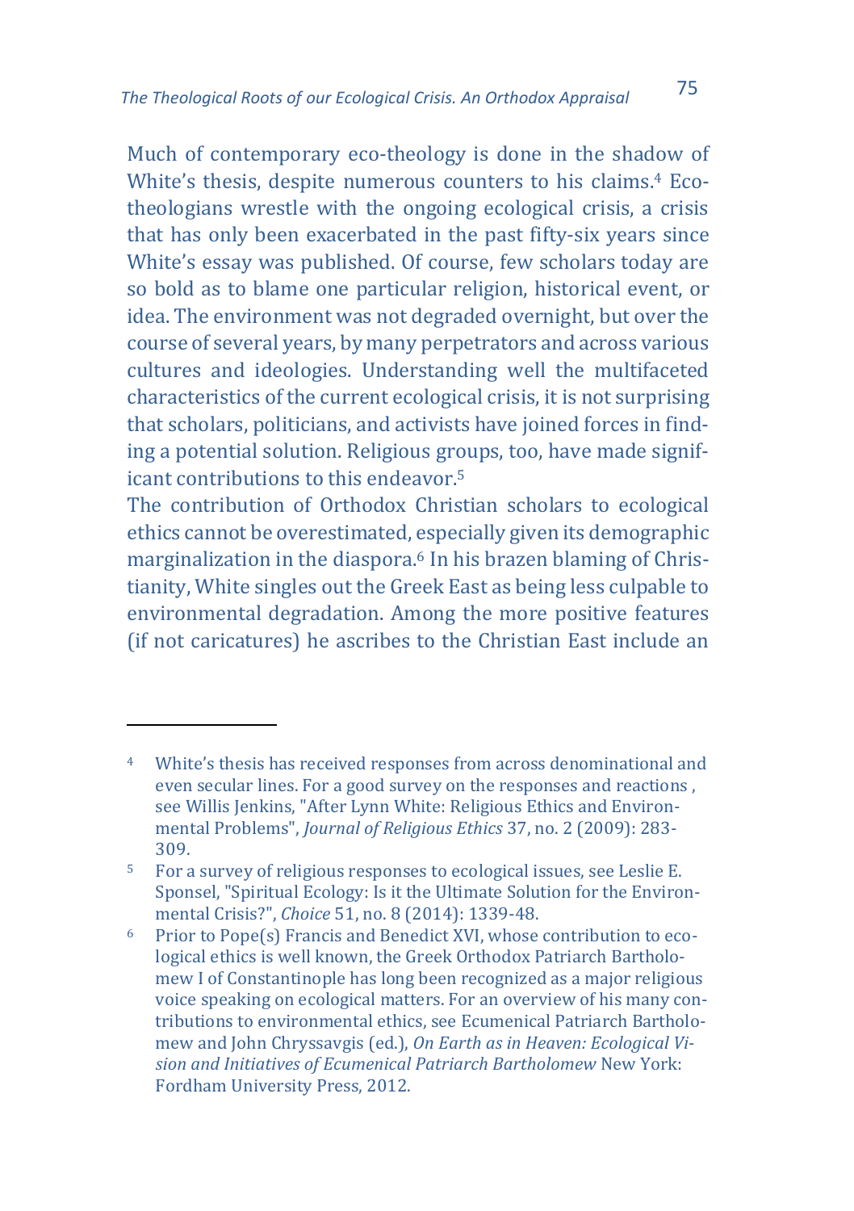Much of contemporary eco-theology is done in the shadow of White's thesis, despite numerous counters to his claims.[4] Eco-theologians wrestle with the ongoing ecological crisis, a crisis that has only been exacerbated in the past fifty-six years since White's essay was published. Of course, few scholars today are so bold as to blame one particular religion, historical event, or idea. The environment was not degraded overnight, but over the course of several years, by many perpetrators and across various cultures and ideologies. Understanding well the multifaceted characteristics of the current ecological crisis, it is not surprising that scholars, politicians, and activists have joined forces in finding a potential solution. Religious groups, too, have made significant contributions to this endeavor.[5]

The contribution of Orthodox Christian scholars to ecological ethics cannot be overestimated, especially given its demographic marginalization in the diaspora.[6] In his brazen blaming of Christianity, White singles out the Greek East as being less culpable to environmental degradation. Among the more positive features (if not caricatures) he ascribes to the Christian East include an

---

[4] White's thesis has received responses from across denominational and even secular lines. For a good survey on the responses and reactions , see Willis Jenkins, "After Lynn White: Religious Ethics and Environmental Problems", *Journal of Religious Ethics* 37, no. 2 (2009): 283-309.

[5] For a survey of religious responses to ecological issues, see Leslie E. Sponsel, "Spiritual Ecology: Is it the Ultimate Solution for the Environmental Crisis?", *Choice* 51, no. 8 (2014): 1339-48.

[6] Prior to Pope(s) Francis and Benedict XVI, whose contribution to ecological ethics is well known, the Greek Orthodox Patriarch Bartholomew I of Constantinople has long been recognized as a major religious voice speaking on ecological matters. For an overview of his many contributions to environmental ethics, see Ecumenical Patriarch Bartholomew and John Chryssavgis (ed.), *On Earth as in Heaven: Ecological Vision and Initiatives of Ecumenical Patriarch Bartholomew* New York: Fordham University Press, 2012.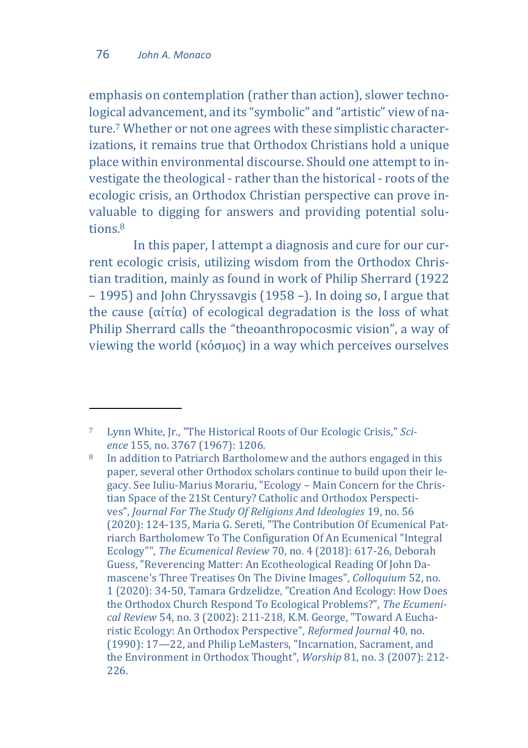emphasis on contemplation (rather than action), slower technological advancement, and its “symbolic” and “artistic” view of nature.[7] Whether or not one agrees with these simplistic characterizations, it remains true that Orthodox Christians hold a unique place within environmental discourse. Should one attempt to investigate the theological - rather than the historical - roots of the ecologic crisis, an Orthodox Christian perspective can prove invaluable to digging for answers and providing potential solutions.[8]

In this paper, I attempt a diagnosis and cure for our current ecologic crisis, utilizing wisdom from the Orthodox Christian tradition, mainly as found in work of Philip Sherrard (1922 – 1995) and John Chryssavgis (1958 –). In doing so, I argue that the cause (αἰτία) of ecological degradation is the loss of what Philip Sherrard calls the “theoanthropocosmic vision”, a way of viewing the world (κόσμος) in a way which perceives ourselves

---

[7] Lynn White, Jr., "The Historical Roots of Our Ecologic Crisis," *Science* 155, no. 3767 (1967): 1206.

[8] In addition to Patriarch Bartholomew and the authors engaged in this paper, several other Orthodox scholars continue to build upon their legacy. See Iuliu-Marius Morariu, "Ecology – Main Concern for the Christian Space of the 21St Century? Catholic and Orthodox Perspectives", *Journal For The Study Of Religions And Ideologies* 19, no. 56 (2020): 124-135, Maria G. Sereti, "The Contribution Of Ecumenical Patriarch Bartholomew To The Configuration Of An Ecumenical "Integral Ecology"", *The Ecumenical Review* 70, no. 4 (2018): 617-26, Deborah Guess, "Reverencing Matter: An Ecotheological Reading Of John Damascene's Three Treatises On The Divine Images", *Colloquium* 52, no. 1 (2020): 34-50, Tamara Grdzelidze, "Creation And Ecology: How Does the Orthodox Church Respond To Ecological Problems?", *The Ecumenical Review* 54, no. 3 (2002): 211-218, K.M. George, "Toward A Eucharistic Ecology: An Orthodox Perspective", *Reformed Journal* 40, no. (1990): 17—22, and Philip LeMasters, "Incarnation, Sacrament, and the Environment in Orthodox Thought", *Worship* 81, no. 3 (2007): 212-226.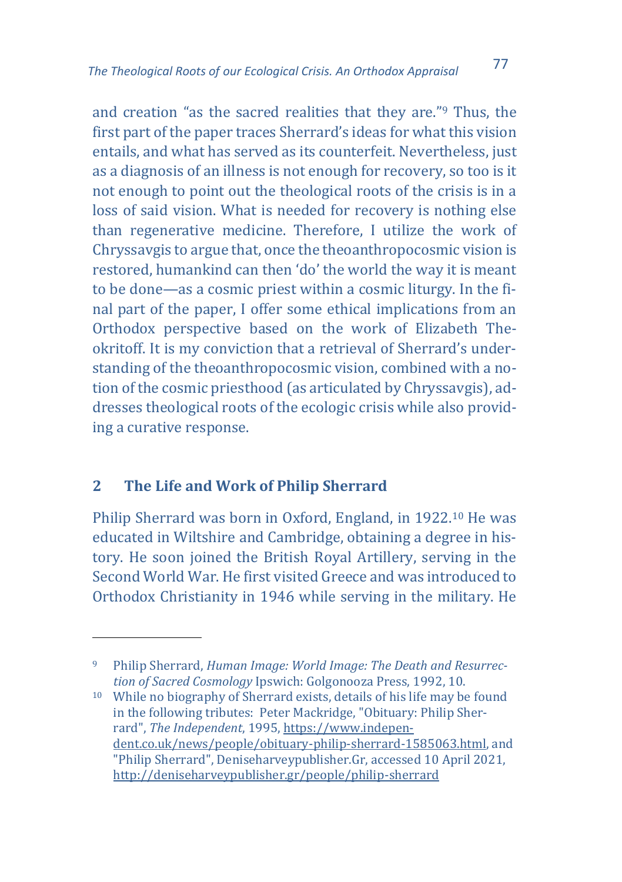and creation "as the sacred realities that they are."[9] Thus, the first part of the paper traces Sherrard's ideas for what this vision entails, and what has served as its counterfeit. Nevertheless, just as a diagnosis of an illness is not enough for recovery, so too is it not enough to point out the theological roots of the crisis is in a loss of said vision. What is needed for recovery is nothing else than regenerative medicine. Therefore, I utilize the work of Chryssavgis to argue that, once the theoanthropocosmic vision is restored, humankind can then 'do' the world the way it is meant to be done—as a cosmic priest within a cosmic liturgy. In the final part of the paper, I offer some ethical implications from an Orthodox perspective based on the work of Elizabeth Theokritoff. It is my conviction that a retrieval of Sherrard's understanding of the theoanthropocosmic vision, combined with a notion of the cosmic priesthood (as articulated by Chryssavgis), addresses theological roots of the ecologic crisis while also providing a curative response.

## 2 The Life and Work of Philip Sherrard

Philip Sherrard was born in Oxford, England, in 1922.[10] He was educated in Wiltshire and Cambridge, obtaining a degree in history. He soon joined the British Royal Artillery, serving in the Second World War. He first visited Greece and was introduced to Orthodox Christianity in 1946 while serving in the military. He

---

[9] Philip Sherrard, *Human Image: World Image: The Death and Resurrection of Sacred Cosmology* Ipswich: Golgonooza Press, 1992, 10.

[10] While no biography of Sherrard exists, details of his life may be found in the following tributes: Peter Mackridge, "Obituary: Philip Sherrard", *The Independent*, 1995, https://www.independent.co.uk/news/people/obituary-philip-sherrard-1585063.html, and "Philip Sherrard", Deniseharveypublisher.Gr, accessed 10 April 2021, http://deniseharveypublisher.gr/people/philip-sherrard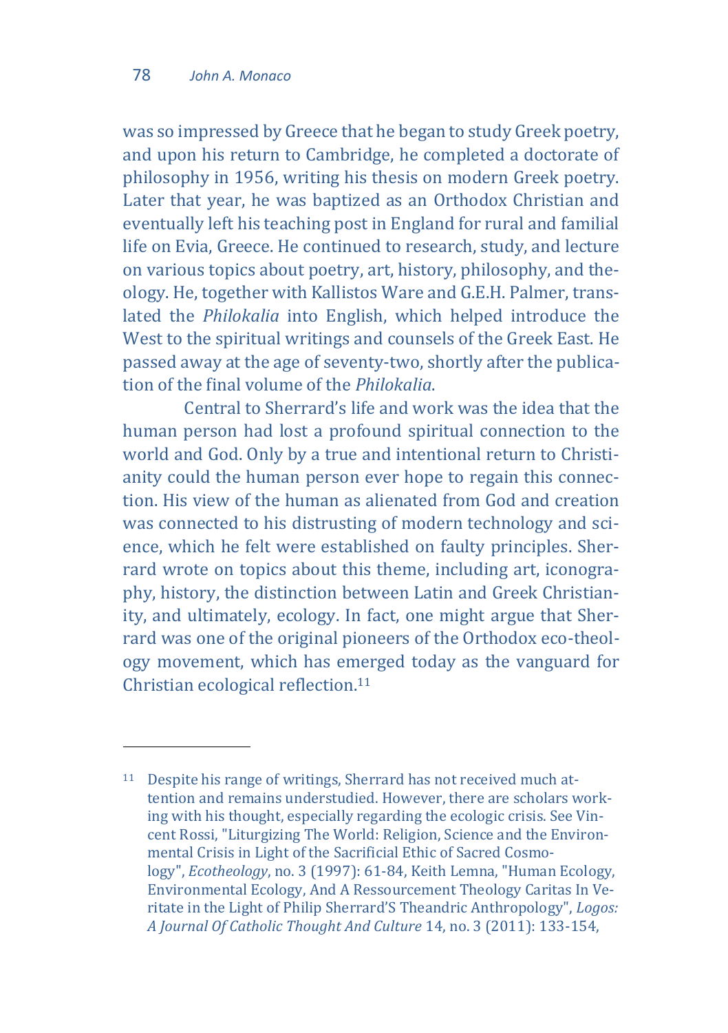was so impressed by Greece that he began to study Greek poetry, and upon his return to Cambridge, he completed a doctorate of philosophy in 1956, writing his thesis on modern Greek poetry. Later that year, he was baptized as an Orthodox Christian and eventually left his teaching post in England for rural and familial life on Evia, Greece. He continued to research, study, and lecture on various topics about poetry, art, history, philosophy, and theology. He, together with Kallistos Ware and G.E.H. Palmer, translated the *Philokalia* into English, which helped introduce the West to the spiritual writings and counsels of the Greek East. He passed away at the age of seventy-two, shortly after the publication of the final volume of the *Philokalia*.

Central to Sherrard's life and work was the idea that the human person had lost a profound spiritual connection to the world and God. Only by a true and intentional return to Christianity could the human person ever hope to regain this connection. His view of the human as alienated from God and creation was connected to his distrusting of modern technology and science, which he felt were established on faulty principles. Sherrard wrote on topics about this theme, including art, iconography, history, the distinction between Latin and Greek Christianity, and ultimately, ecology. In fact, one might argue that Sherrard was one of the original pioneers of the Orthodox eco-theology movement, which has emerged today as the vanguard for Christian ecological reflection.[11]

---

[11] Despite his range of writings, Sherrard has not received much attention and remains understudied. However, there are scholars working with his thought, especially regarding the ecologic crisis. See Vincent Rossi, "Liturgizing The World: Religion, Science and the Environmental Crisis in Light of the Sacrificial Ethic of Sacred Cosmology", *Ecotheology*, no. 3 (1997): 61-84, Keith Lemna, "Human Ecology, Environmental Ecology, And A Ressourcement Theology Caritas In Veritate in the Light of Philip Sherrard'S Theandric Anthropology", *Logos: A Journal Of Catholic Thought And Culture* 14, no. 3 (2011): 133-154,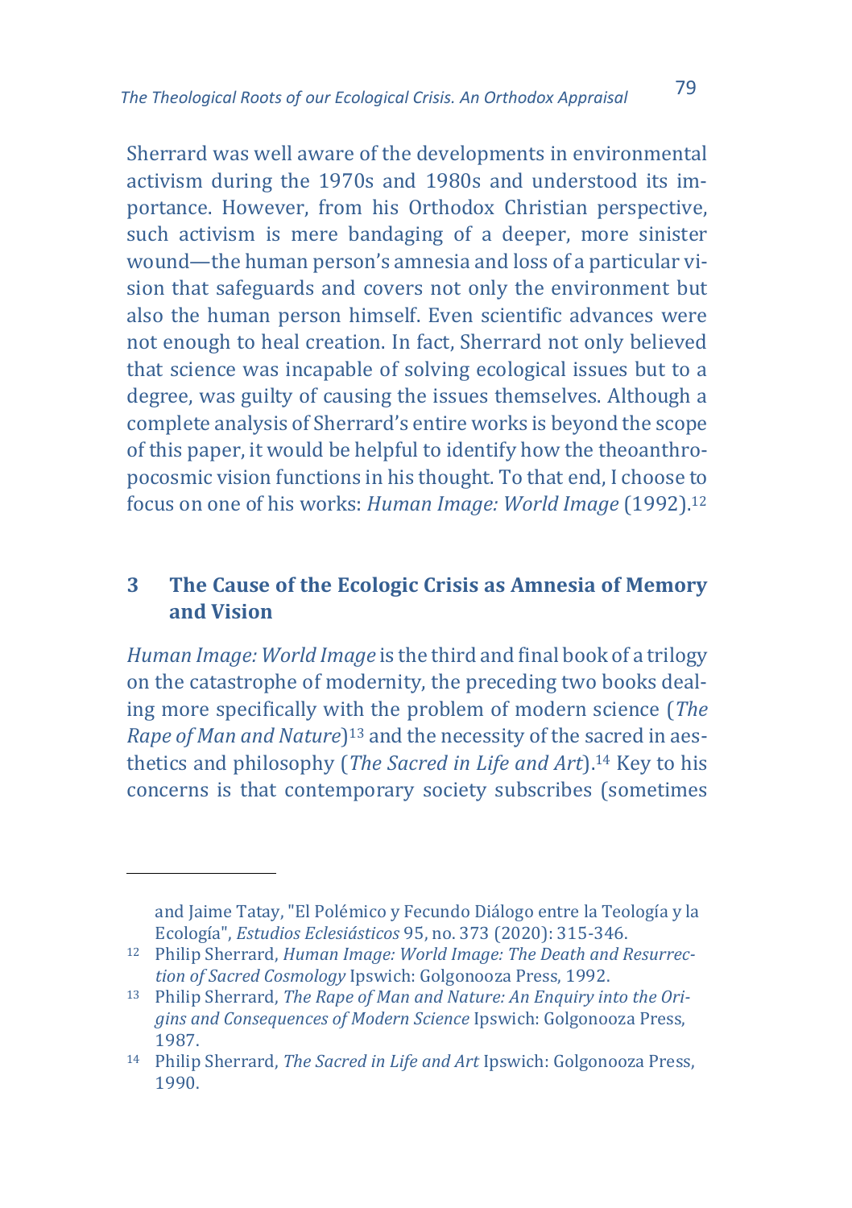Sherrard was well aware of the developments in environmental activism during the 1970s and 1980s and understood its importance. However, from his Orthodox Christian perspective, such activism is mere bandaging of a deeper, more sinister wound—the human person's amnesia and loss of a particular vision that safeguards and covers not only the environment but also the human person himself. Even scientific advances were not enough to heal creation. In fact, Sherrard not only believed that science was incapable of solving ecological issues but to a degree, was guilty of causing the issues themselves. Although a complete analysis of Sherrard's entire works is beyond the scope of this paper, it would be helpful to identify how the theoanthropocosmic vision functions in his thought. To that end, I choose to focus on one of his works: *Human Image: World Image* (1992).[12]

## 3 The Cause of the Ecologic Crisis as Amnesia of Memory and Vision

*Human Image: World Image* is the third and final book of a trilogy on the catastrophe of modernity, the preceding two books dealing more specifically with the problem of modern science (*The Rape of Man and Nature*)[13] and the necessity of the sacred in aesthetics and philosophy (*The Sacred in Life and Art*).[14] Key to his concerns is that contemporary society subscribes (sometimes

---

and Jaime Tatay, "El Polémico y Fecundo Diálogo entre la Teología y la Ecología", *Estudios Eclesiásticos* 95, no. 373 (2020): 315-346.

[12] Philip Sherrard, *Human Image: World Image: The Death and Resurrection of Sacred Cosmology* Ipswich: Golgonooza Press, 1992.

[13] Philip Sherrard, *The Rape of Man and Nature: An Enquiry into the Origins and Consequences of Modern Science* Ipswich: Golgonooza Press, 1987.

[14] Philip Sherrard, *The Sacred in Life and Art* Ipswich: Golgonooza Press, 1990.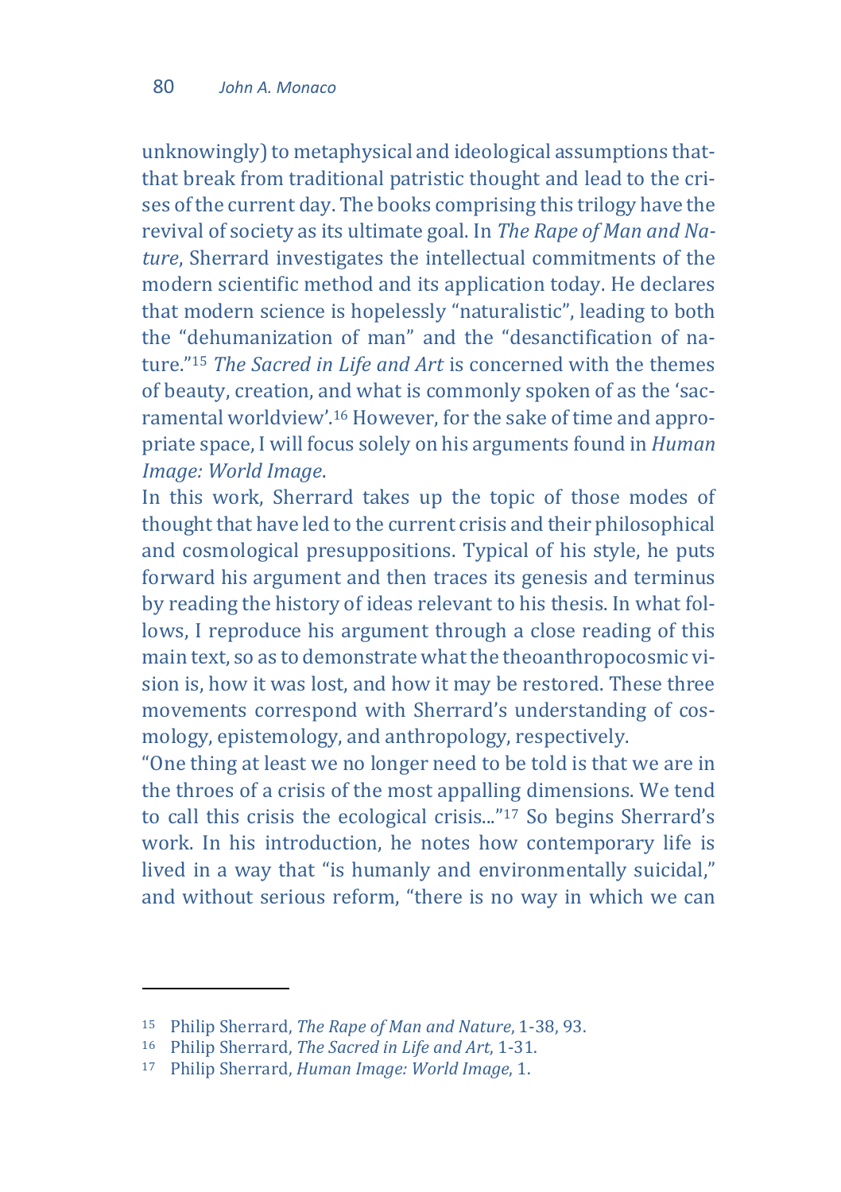unknowingly) to metaphysical and ideological assumptions that-that break from traditional patristic thought and lead to the crises of the current day. The books comprising this trilogy have the revival of society as its ultimate goal. In *The Rape of Man and Nature*, Sherrard investigates the intellectual commitments of the modern scientific method and its application today. He declares that modern science is hopelessly "naturalistic", leading to both the "dehumanization of man" and the "desanctification of nature."[15] *The Sacred in Life and Art* is concerned with the themes of beauty, creation, and what is commonly spoken of as the 'sacramental worldview'.[16] However, for the sake of time and appropriate space, I will focus solely on his arguments found in *Human Image: World Image*.

In this work, Sherrard takes up the topic of those modes of thought that have led to the current crisis and their philosophical and cosmological presuppositions. Typical of his style, he puts forward his argument and then traces its genesis and terminus by reading the history of ideas relevant to his thesis. In what follows, I reproduce his argument through a close reading of this main text, so as to demonstrate what the theoanthropocosmic vision is, how it was lost, and how it may be restored. These three movements correspond with Sherrard's understanding of cosmology, epistemology, and anthropology, respectively.

"One thing at least we no longer need to be told is that we are in the throes of a crisis of the most appalling dimensions. We tend to call this crisis the ecological crisis..."[17] So begins Sherrard's work. In his introduction, he notes how contemporary life is lived in a way that "is humanly and environmentally suicidal," and without serious reform, "there is no way in which we can

---

[15] Philip Sherrard, *The Rape of Man and Nature*, 1-38, 93.

[16] Philip Sherrard, *The Sacred in Life and Art*, 1-31.

[17] Philip Sherrard, *Human Image: World Image*, 1.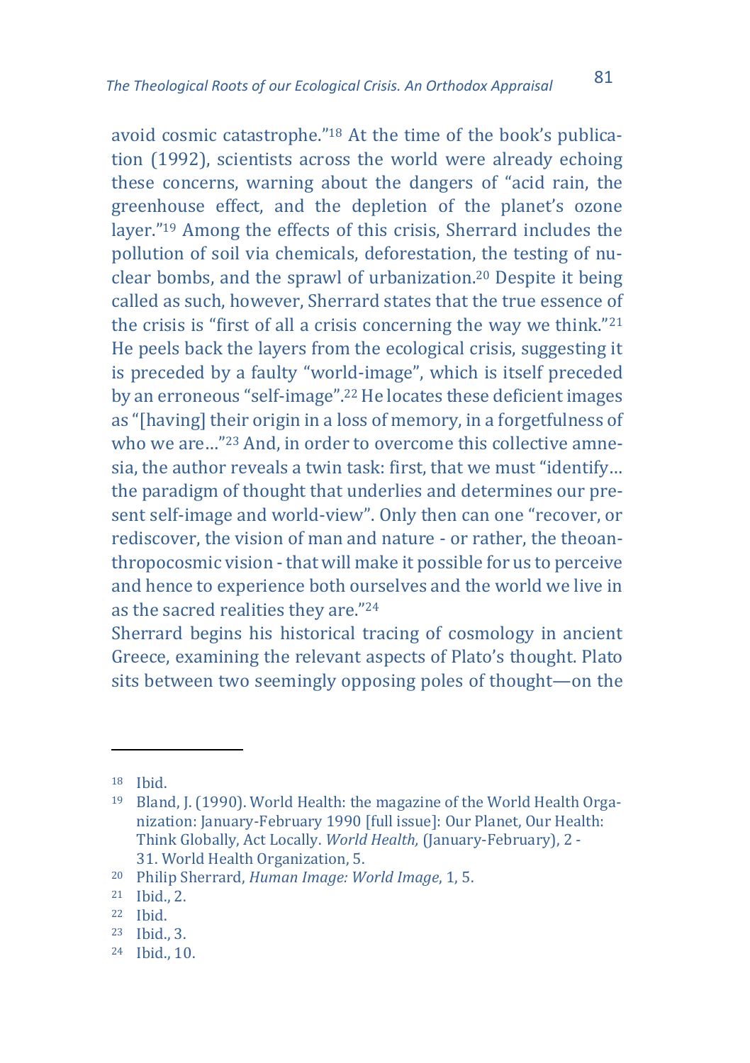avoid cosmic catastrophe."[18] At the time of the book's publication (1992), scientists across the world were already echoing these concerns, warning about the dangers of "acid rain, the greenhouse effect, and the depletion of the planet's ozone layer."[19] Among the effects of this crisis, Sherrard includes the pollution of soil via chemicals, deforestation, the testing of nuclear bombs, and the sprawl of urbanization.[20] Despite it being called as such, however, Sherrard states that the true essence of the crisis is "first of all a crisis concerning the way we think."[21] He peels back the layers from the ecological crisis, suggesting it is preceded by a faulty "world-image", which is itself preceded by an erroneous "self-image".[22] He locates these deficient images as "[having] their origin in a loss of memory, in a forgetfulness of who we are…"[23] And, in order to overcome this collective amnesia, the author reveals a twin task: first, that we must "identify… the paradigm of thought that underlies and determines our present self-image and world-view". Only then can one "recover, or rediscover, the vision of man and nature - or rather, the theoanthropocosmic vision - that will make it possible for us to perceive and hence to experience both ourselves and the world we live in as the sacred realities they are."[24]

Sherrard begins his historical tracing of cosmology in ancient Greece, examining the relevant aspects of Plato's thought. Plato sits between two seemingly opposing poles of thought—on the

---

[18] Ibid.

[19] Bland, J. (1990). World Health: the magazine of the World Health Organization: January-February 1990 [full issue]: Our Planet, Our Health: Think Globally, Act Locally. *World Health,* (January-February), 2 - 31. World Health Organization, 5.

[20] Philip Sherrard, *Human Image: World Image*, 1, 5.

[21] Ibid., 2.

[22] Ibid.

[23] Ibid., 3.

[24] Ibid., 10.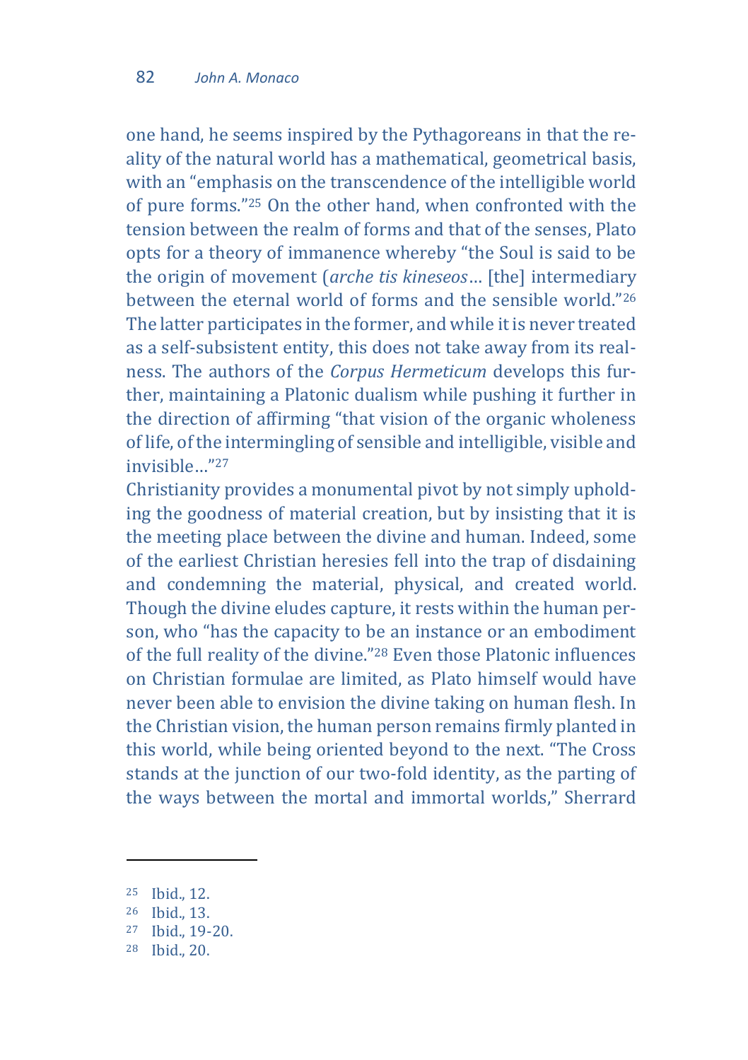one hand, he seems inspired by the Pythagoreans in that the reality of the natural world has a mathematical, geometrical basis, with an "emphasis on the transcendence of the intelligible world of pure forms."[25] On the other hand, when confronted with the tension between the realm of forms and that of the senses, Plato opts for a theory of immanence whereby "the Soul is said to be the origin of movement (*arche tis kineseos*… [the] intermediary between the eternal world of forms and the sensible world."[26] The latter participates in the former, and while it is never treated as a self-subsistent entity, this does not take away from its realness. The authors of the *Corpus Hermeticum* develops this further, maintaining a Platonic dualism while pushing it further in the direction of affirming "that vision of the organic wholeness of life, of the intermingling of sensible and intelligible, visible and invisible…"[27]

Christianity provides a monumental pivot by not simply upholding the goodness of material creation, but by insisting that it is the meeting place between the divine and human. Indeed, some of the earliest Christian heresies fell into the trap of disdaining and condemning the material, physical, and created world. Though the divine eludes capture, it rests within the human person, who "has the capacity to be an instance or an embodiment of the full reality of the divine."[28] Even those Platonic influences on Christian formulae are limited, as Plato himself would have never been able to envision the divine taking on human flesh. In the Christian vision, the human person remains firmly planted in this world, while being oriented beyond to the next. "The Cross stands at the junction of our two-fold identity, as the parting of the ways between the mortal and immortal worlds," Sherrard

---

[25] Ibid., 12.

[26] Ibid., 13.

[27] Ibid., 19-20.

[28] Ibid., 20.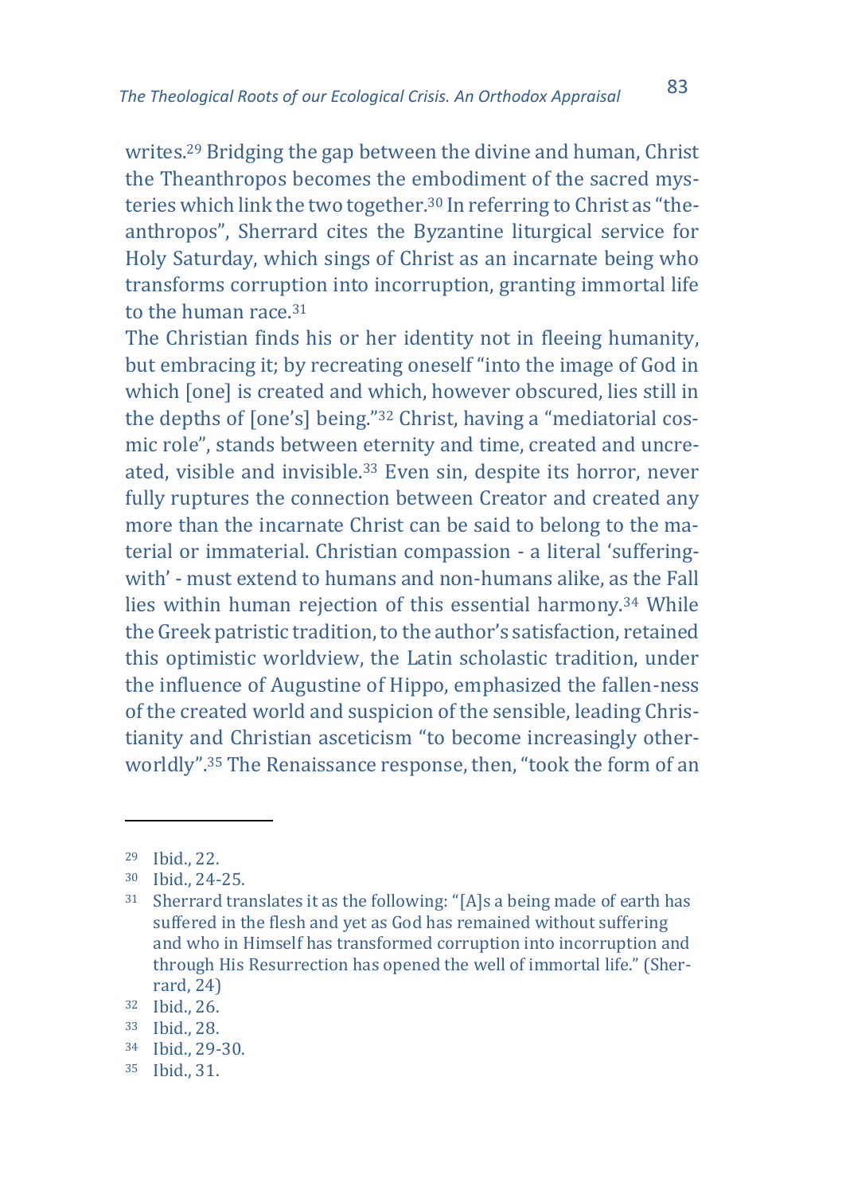writes.[29] Bridging the gap between the divine and human, Christ the Theanthropos becomes the embodiment of the sacred mysteries which link the two together.[30] In referring to Christ as "theanthropos", Sherrard cites the Byzantine liturgical service for Holy Saturday, which sings of Christ as an incarnate being who transforms corruption into incorruption, granting immortal life to the human race.[31]

The Christian finds his or her identity not in fleeing humanity, but embracing it; by recreating oneself "into the image of God in which [one] is created and which, however obscured, lies still in the depths of [one's] being."[32] Christ, having a "mediatorial cosmic role", stands between eternity and time, created and uncreated, visible and invisible.[33] Even sin, despite its horror, never fully ruptures the connection between Creator and created any more than the incarnate Christ can be said to belong to the material or immaterial. Christian compassion - a literal 'suffering-with' - must extend to humans and non-humans alike, as the Fall lies within human rejection of this essential harmony.[34] While the Greek patristic tradition, to the author's satisfaction, retained this optimistic worldview, the Latin scholastic tradition, under the influence of Augustine of Hippo, emphasized the fallen-ness of the created world and suspicion of the sensible, leading Christianity and Christian asceticism "to become increasingly otherworldly".[35] The Renaissance response, then, "took the form of an

---

[29] Ibid., 22.

[30] Ibid., 24-25.

[31] Sherrard translates it as the following: "[A]s a being made of earth has suffered in the flesh and yet as God has remained without suffering and who in Himself has transformed corruption into incorruption and through His Resurrection has opened the well of immortal life." (Sherrard, 24)

[32] Ibid., 26.

[33] Ibid., 28.

[34] Ibid., 29-30.

[35] Ibid., 31.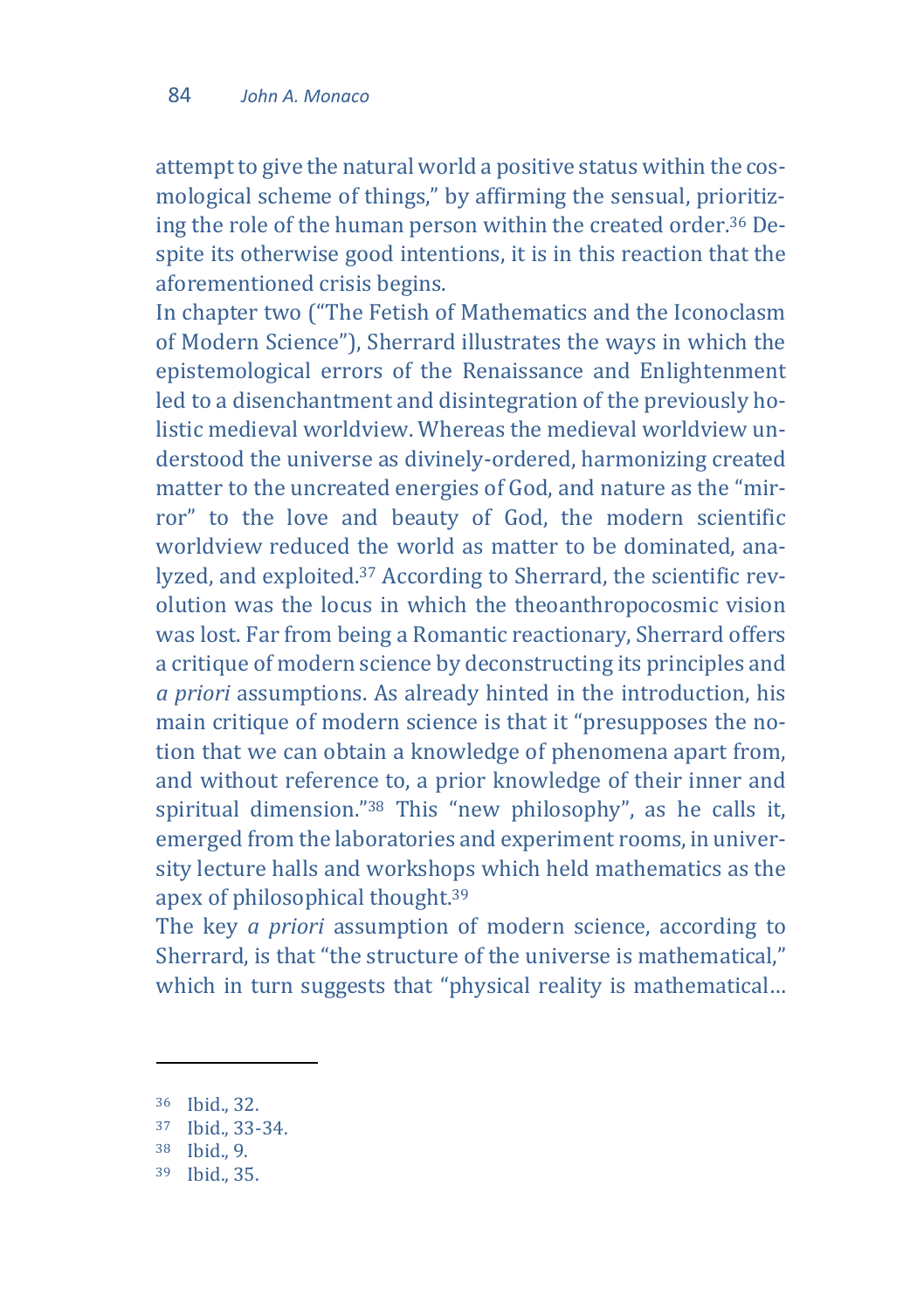attempt to give the natural world a positive status within the cosmological scheme of things," by affirming the sensual, prioritizing the role of the human person within the created order.[36] Despite its otherwise good intentions, it is in this reaction that the aforementioned crisis begins.

In chapter two ("The Fetish of Mathematics and the Iconoclasm of Modern Science"), Sherrard illustrates the ways in which the epistemological errors of the Renaissance and Enlightenment led to a disenchantment and disintegration of the previously holistic medieval worldview. Whereas the medieval worldview understood the universe as divinely-ordered, harmonizing created matter to the uncreated energies of God, and nature as the "mirror" to the love and beauty of God, the modern scientific worldview reduced the world as matter to be dominated, analyzed, and exploited.[37] According to Sherrard, the scientific revolution was the locus in which the theoanthropocosmic vision was lost. Far from being a Romantic reactionary, Sherrard offers a critique of modern science by deconstructing its principles and *a priori* assumptions. As already hinted in the introduction, his main critique of modern science is that it "presupposes the notion that we can obtain a knowledge of phenomena apart from, and without reference to, a prior knowledge of their inner and spiritual dimension."[38] This "new philosophy", as he calls it, emerged from the laboratories and experiment rooms, in university lecture halls and workshops which held mathematics as the apex of philosophical thought.[39]

The key *a priori* assumption of modern science, according to Sherrard, is that "the structure of the universe is mathematical," which in turn suggests that "physical reality is mathematical…

---

[36] Ibid., 32.

[37] Ibid., 33-34.

[38] Ibid., 9.

[39] Ibid., 35.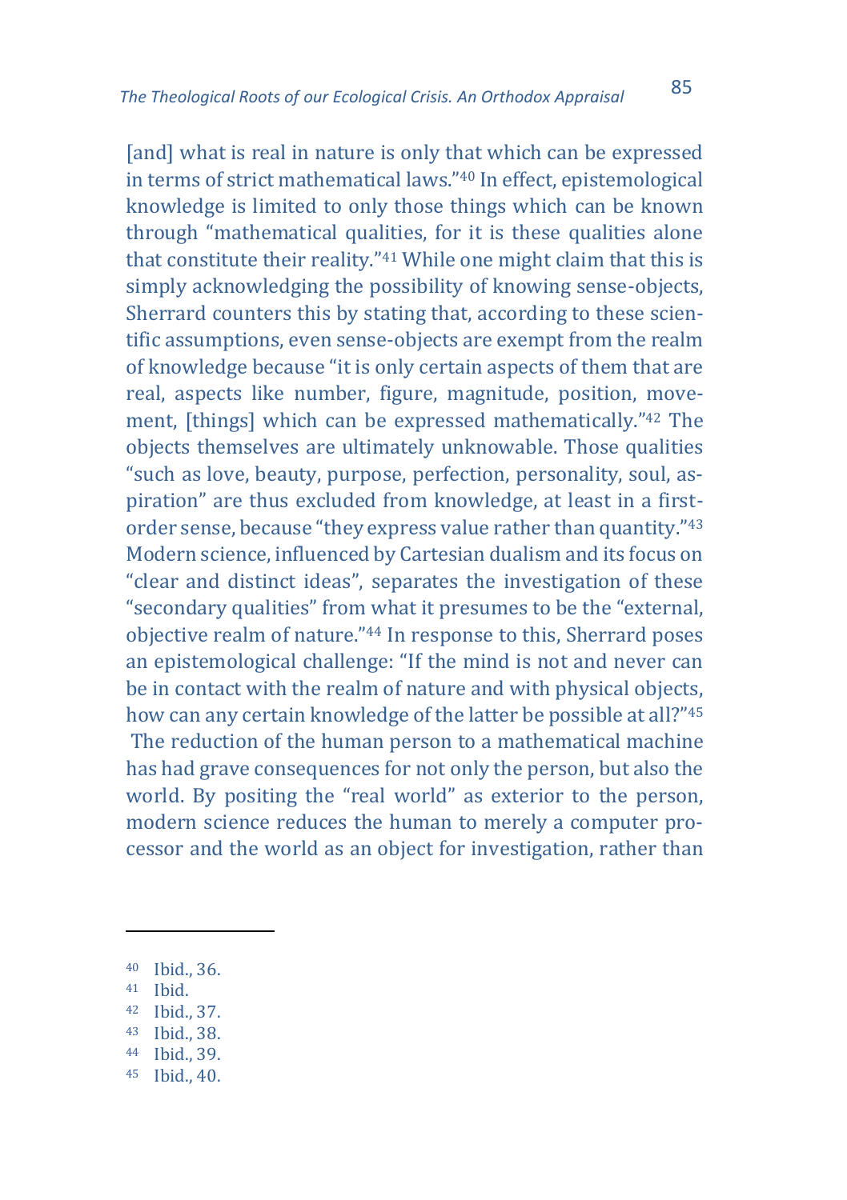[and] what is real in nature is only that which can be expressed in terms of strict mathematical laws."[40] In effect, epistemological knowledge is limited to only those things which can be known through "mathematical qualities, for it is these qualities alone that constitute their reality."[41] While one might claim that this is simply acknowledging the possibility of knowing sense-objects, Sherrard counters this by stating that, according to these scientific assumptions, even sense-objects are exempt from the realm of knowledge because "it is only certain aspects of them that are real, aspects like number, figure, magnitude, position, movement, [things] which can be expressed mathematically."[42] The objects themselves are ultimately unknowable. Those qualities "such as love, beauty, purpose, perfection, personality, soul, aspiration" are thus excluded from knowledge, at least in a first-order sense, because "they express value rather than quantity."[43] Modern science, influenced by Cartesian dualism and its focus on "clear and distinct ideas", separates the investigation of these "secondary qualities" from what it presumes to be the "external, objective realm of nature."[44] In response to this, Sherrard poses an epistemological challenge: "If the mind is not and never can be in contact with the realm of nature and with physical objects, how can any certain knowledge of the latter be possible at all?"[45]

The reduction of the human person to a mathematical machine has had grave consequences for not only the person, but also the world. By positing the "real world" as exterior to the person, modern science reduces the human to merely a computer processor and the world as an object for investigation, rather than

---

[40] Ibid., 36.

[41] Ibid.

[42] Ibid., 37.

[43] Ibid., 38.

[44] Ibid., 39.

[45] Ibid., 40.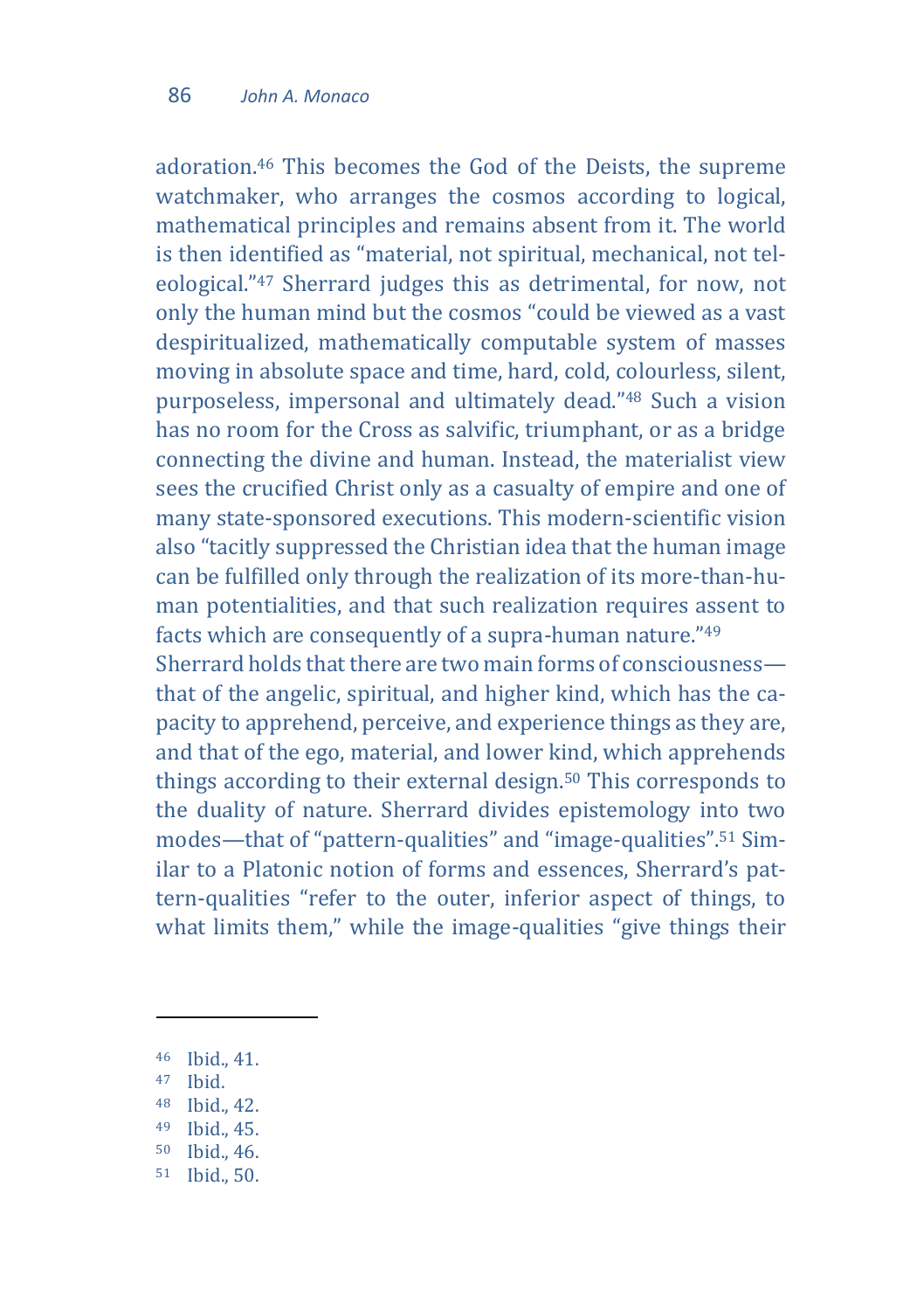adoration.[46] This becomes the God of the Deists, the supreme watchmaker, who arranges the cosmos according to logical, mathematical principles and remains absent from it. The world is then identified as "material, not spiritual, mechanical, not teleological."[47] Sherrard judges this as detrimental, for now, not only the human mind but the cosmos "could be viewed as a vast despiritualized, mathematically computable system of masses moving in absolute space and time, hard, cold, colourless, silent, purposeless, impersonal and ultimately dead."[48] Such a vision has no room for the Cross as salvific, triumphant, or as a bridge connecting the divine and human. Instead, the materialist view sees the crucified Christ only as a casualty of empire and one of many state-sponsored executions. This modern-scientific vision also "tacitly suppressed the Christian idea that the human image can be fulfilled only through the realization of its more-than-human potentialities, and that such realization requires assent to facts which are consequently of a supra-human nature."[49]

Sherrard holds that there are two main forms of consciousness—that of the angelic, spiritual, and higher kind, which has the capacity to apprehend, perceive, and experience things as they are, and that of the ego, material, and lower kind, which apprehends things according to their external design.[50] This corresponds to the duality of nature. Sherrard divides epistemology into two modes—that of "pattern-qualities" and "image-qualities".[51] Similar to a Platonic notion of forms and essences, Sherrard's pattern-qualities "refer to the outer, inferior aspect of things, to what limits them," while the image-qualities "give things their

---

[46] Ibid., 41.
[47] Ibid.
[48] Ibid., 42.
[49] Ibid., 45.
[50] Ibid., 46.
[51] Ibid., 50.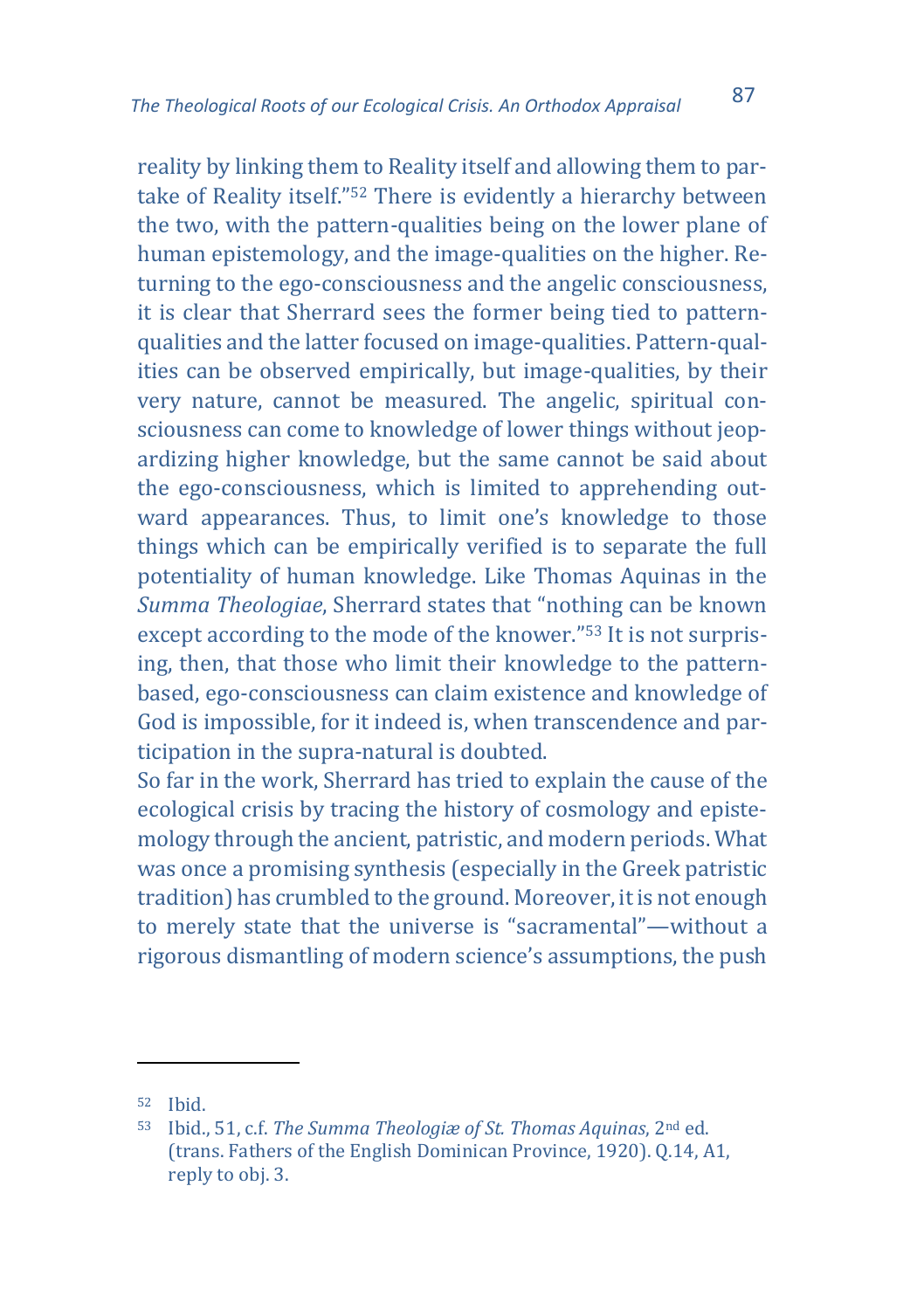reality by linking them to Reality itself and allowing them to partake of Reality itself."[52] There is evidently a hierarchy between the two, with the pattern-qualities being on the lower plane of human epistemology, and the image-qualities on the higher. Returning to the ego-consciousness and the angelic consciousness, it is clear that Sherrard sees the former being tied to pattern-qualities and the latter focused on image-qualities. Pattern-qualities can be observed empirically, but image-qualities, by their very nature, cannot be measured. The angelic, spiritual consciousness can come to knowledge of lower things without jeopardizing higher knowledge, but the same cannot be said about the ego-consciousness, which is limited to apprehending outward appearances. Thus, to limit one's knowledge to those things which can be empirically verified is to separate the full potentiality of human knowledge. Like Thomas Aquinas in the *Summa Theologiae*, Sherrard states that "nothing can be known except according to the mode of the knower."[53] It is not surprising, then, that those who limit their knowledge to the pattern-based, ego-consciousness can claim existence and knowledge of God is impossible, for it indeed is, when transcendence and participation in the supra-natural is doubted.

So far in the work, Sherrard has tried to explain the cause of the ecological crisis by tracing the history of cosmology and epistemology through the ancient, patristic, and modern periods. What was once a promising synthesis (especially in the Greek patristic tradition) has crumbled to the ground. Moreover, it is not enough to merely state that the universe is "sacramental"—without a rigorous dismantling of modern science's assumptions, the push

---

[52] Ibid.

[53] Ibid., 51, c.f. *The Summa Theologiæ of St. Thomas Aquinas*, 2nd ed. (trans. Fathers of the English Dominican Province, 1920). Q.14, A1, reply to obj. 3.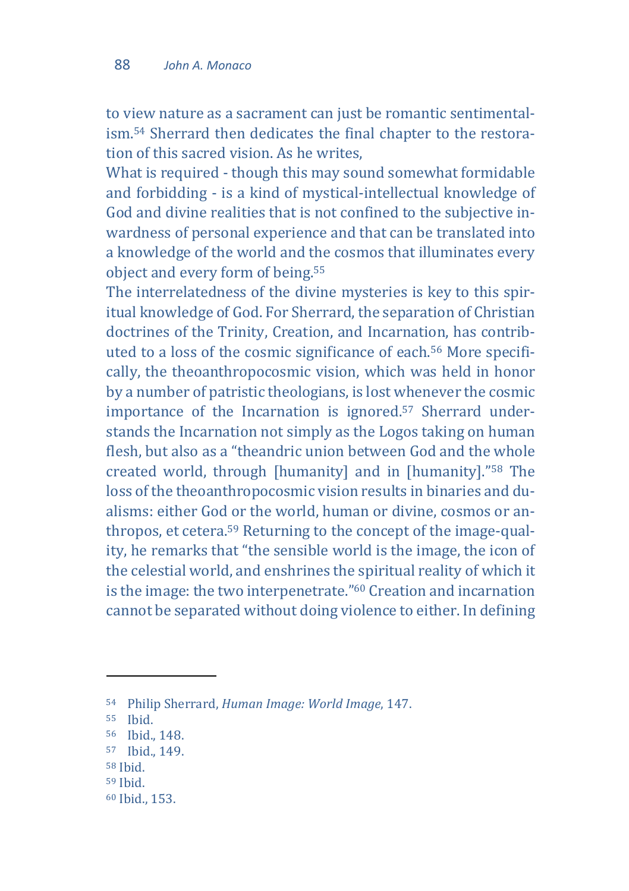to view nature as a sacrament can just be romantic sentimentalism.[54] Sherrard then dedicates the final chapter to the restoration of this sacred vision. As he writes,

What is required - though this may sound somewhat formidable and forbidding - is a kind of mystical-intellectual knowledge of God and divine realities that is not confined to the subjective inwardness of personal experience and that can be translated into a knowledge of the world and the cosmos that illuminates every object and every form of being.[55]

The interrelatedness of the divine mysteries is key to this spiritual knowledge of God. For Sherrard, the separation of Christian doctrines of the Trinity, Creation, and Incarnation, has contributed to a loss of the cosmic significance of each.[56] More specifically, the theoanthropocosmic vision, which was held in honor by a number of patristic theologians, is lost whenever the cosmic importance of the Incarnation is ignored.[57] Sherrard understands the Incarnation not simply as the Logos taking on human flesh, but also as a "theandric union between God and the whole created world, through [humanity] and in [humanity]."[58] The loss of the theoanthropocosmic vision results in binaries and dualisms: either God or the world, human or divine, cosmos or anthropos, et cetera.[59] Returning to the concept of the image-quality, he remarks that "the sensible world is the image, the icon of the celestial world, and enshrines the spiritual reality of which it is the image: the two interpenetrate."[60] Creation and incarnation cannot be separated without doing violence to either. In defining

---

[54] Philip Sherrard, *Human Image: World Image*, 147.
[55] Ibid.
[56] Ibid., 148.
[57] Ibid., 149.
[58] Ibid.
[59] Ibid.
[60] Ibid., 153.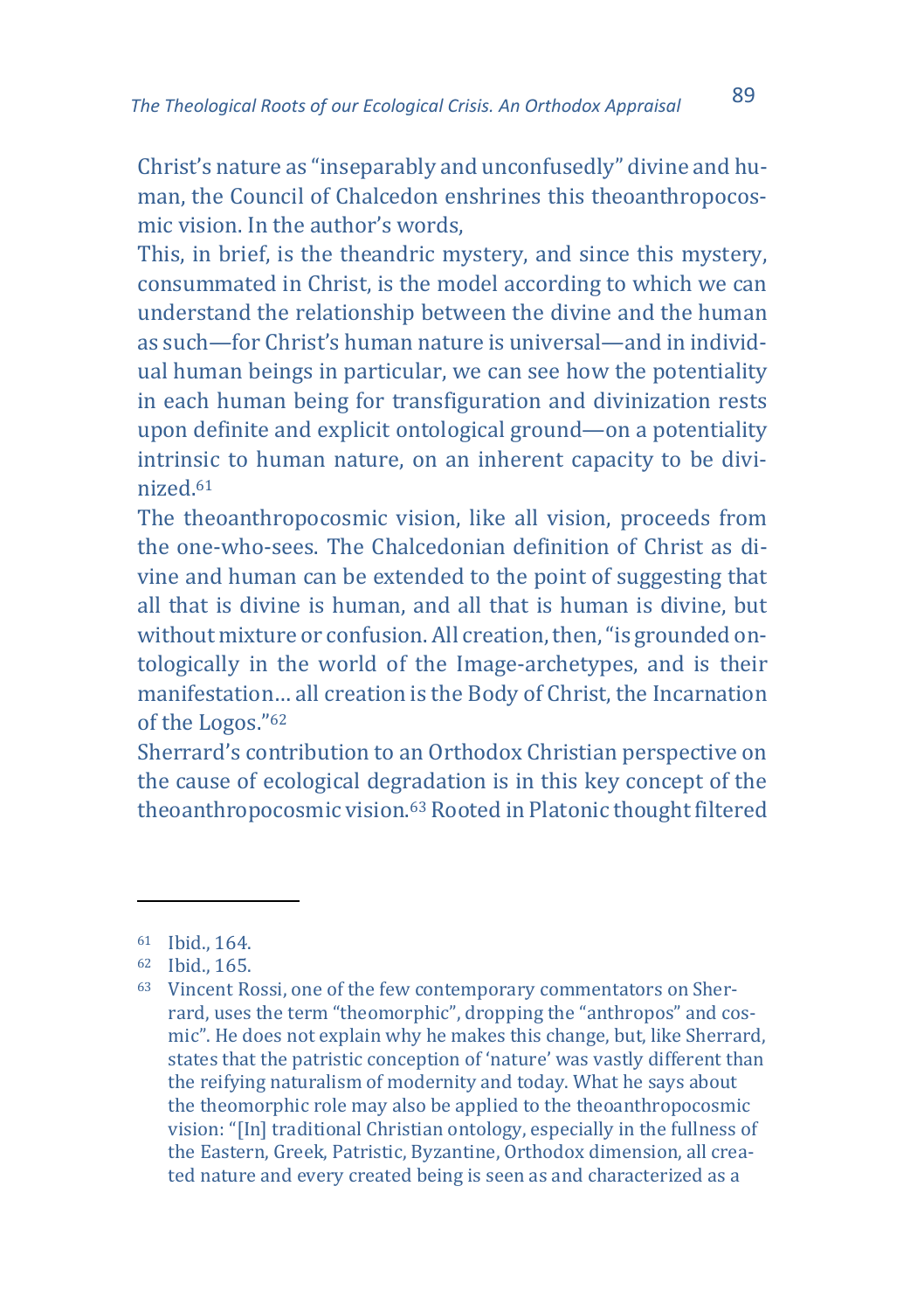Christ's nature as "inseparably and unconfusedly" divine and human, the Council of Chalcedon enshrines this theoanthropocosmic vision. In the author's words,

> This, in brief, is the theandric mystery, and since this mystery, consummated in Christ, is the model according to which we can understand the relationship between the divine and the human as such—for Christ's human nature is universal—and in individual human beings in particular, we can see how the potentiality in each human being for transfiguration and divinization rests upon definite and explicit ontological ground—on a potentiality intrinsic to human nature, on an inherent capacity to be divinized.[61]

The theoanthropocosmic vision, like all vision, proceeds from the one-who-sees. The Chalcedonian definition of Christ as divine and human can be extended to the point of suggesting that all that is divine is human, and all that is human is divine, but without mixture or confusion. All creation, then, "is grounded ontologically in the world of the Image-archetypes, and is their manifestation… all creation is the Body of Christ, the Incarnation of the Logos."[62]

Sherrard's contribution to an Orthodox Christian perspective on the cause of ecological degradation is in this key concept of the theoanthropocosmic vision.[63] Rooted in Platonic thought filtered

---

[61] Ibid., 164.

[62] Ibid., 165.

[63] Vincent Rossi, one of the few contemporary commentators on Sherrard, uses the term "theomorphic", dropping the "anthropos" and cosmic". He does not explain why he makes this change, but, like Sherrard, states that the patristic conception of 'nature' was vastly different than the reifying naturalism of modernity and today. What he says about the theomorphic role may also be applied to the theoanthropocosmic vision: "[In] traditional Christian ontology, especially in the fullness of the Eastern, Greek, Patristic, Byzantine, Orthodox dimension, all created nature and every created being is seen as and characterized as a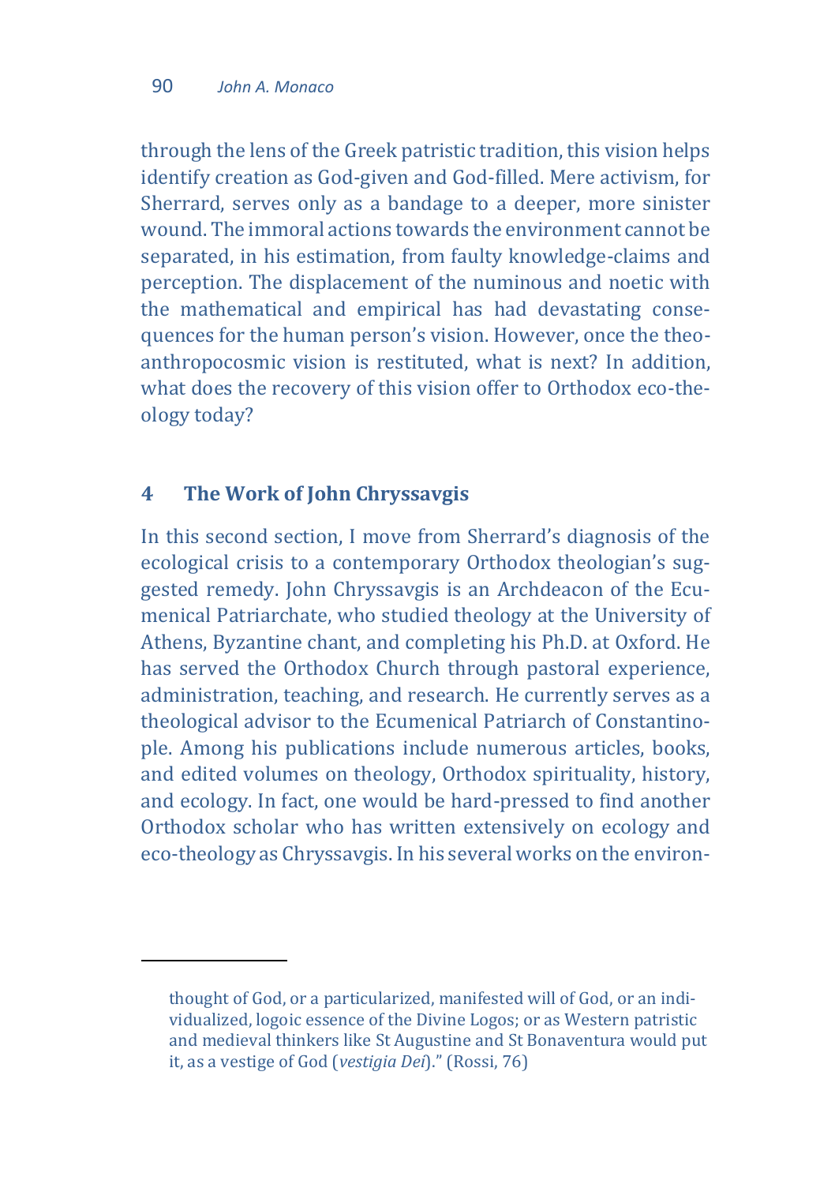through the lens of the Greek patristic tradition, this vision helps identify creation as God-given and God-filled. Mere activism, for Sherrard, serves only as a bandage to a deeper, more sinister wound. The immoral actions towards the environment cannot be separated, in his estimation, from faulty knowledge-claims and perception. The displacement of the numinous and noetic with the mathematical and empirical has had devastating consequences for the human person's vision. However, once the theoanthropocosmic vision is restituted, what is next? In addition, what does the recovery of this vision offer to Orthodox eco-theology today?

## 4 The Work of John Chryssavgis

In this second section, I move from Sherrard's diagnosis of the ecological crisis to a contemporary Orthodox theologian's suggested remedy. John Chryssavgis is an Archdeacon of the Ecumenical Patriarchate, who studied theology at the University of Athens, Byzantine chant, and completing his Ph.D. at Oxford. He has served the Orthodox Church through pastoral experience, administration, teaching, and research. He currently serves as a theological advisor to the Ecumenical Patriarch of Constantinople. Among his publications include numerous articles, books, and edited volumes on theology, Orthodox spirituality, history, and ecology. In fact, one would be hard-pressed to find another Orthodox scholar who has written extensively on ecology and eco-theology as Chryssavgis. In his several works on the environ-

---

thought of God, or a particularized, manifested will of God, or an individualized, logoic essence of the Divine Logos; or as Western patristic and medieval thinkers like St Augustine and St Bonaventura would put it, as a vestige of God (*vestigia Dei*)." (Rossi, 76)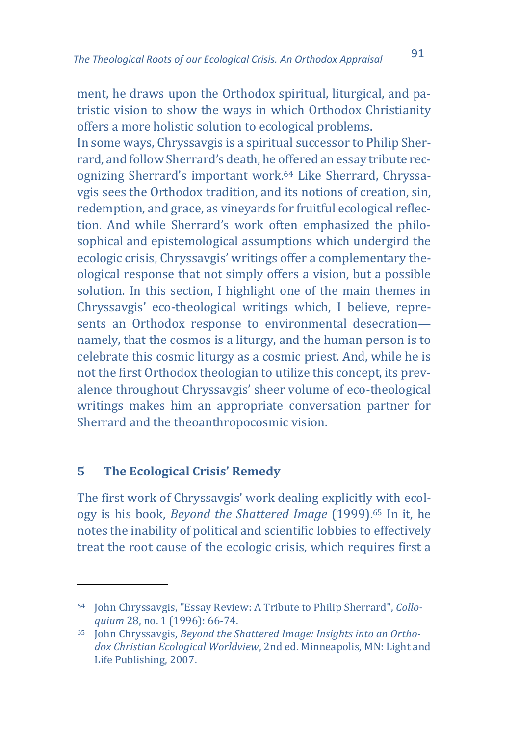ment, he draws upon the Orthodox spiritual, liturgical, and patristic vision to show the ways in which Orthodox Christianity offers a more holistic solution to ecological problems.

In some ways, Chryssavgis is a spiritual successor to Philip Sherrard, and follow Sherrard's death, he offered an essay tribute recognizing Sherrard's important work.[64] Like Sherrard, Chryssavgis sees the Orthodox tradition, and its notions of creation, sin, redemption, and grace, as vineyards for fruitful ecological reflection. And while Sherrard's work often emphasized the philosophical and epistemological assumptions which undergird the ecologic crisis, Chryssavgis' writings offer a complementary theological response that not simply offers a vision, but a possible solution. In this section, I highlight one of the main themes in Chryssavgis' eco-theological writings which, I believe, represents an Orthodox response to environmental desecration—namely, that the cosmos is a liturgy, and the human person is to celebrate this cosmic liturgy as a cosmic priest. And, while he is not the first Orthodox theologian to utilize this concept, its prevalence throughout Chryssavgis' sheer volume of eco-theological writings makes him an appropriate conversation partner for Sherrard and the theoanthropocosmic vision.

## 5 The Ecological Crisis' Remedy

The first work of Chryssavgis' work dealing explicitly with ecology is his book, *Beyond the Shattered Image* (1999).[65] In it, he notes the inability of political and scientific lobbies to effectively treat the root cause of the ecologic crisis, which requires first a

---

[64] John Chryssavgis, "Essay Review: A Tribute to Philip Sherrard", *Colloquium* 28, no. 1 (1996): 66-74.

[65] John Chryssavgis, *Beyond the Shattered Image: Insights into an Orthodox Christian Ecological Worldview*, 2nd ed. Minneapolis, MN: Light and Life Publishing, 2007.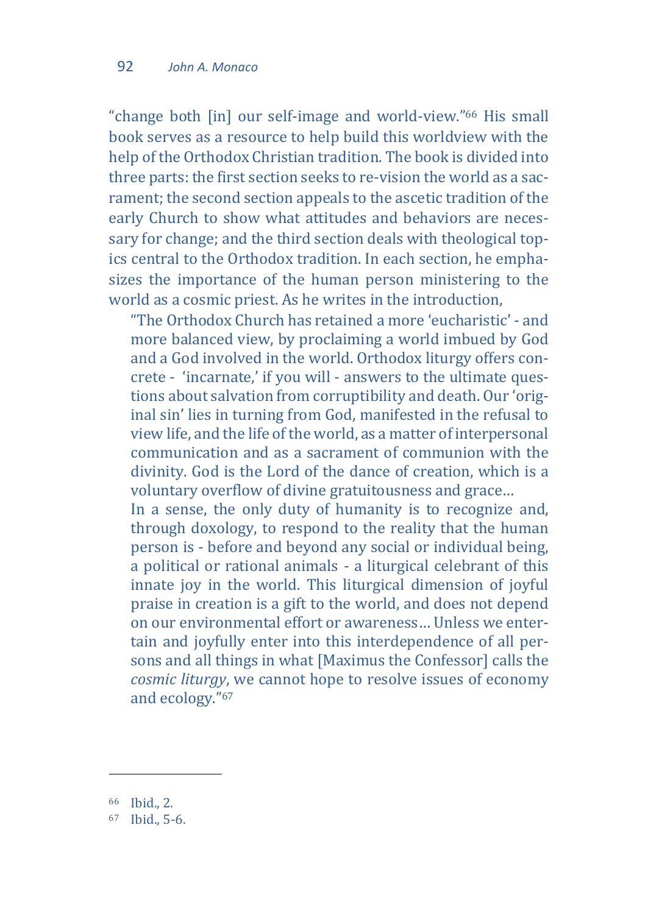"change both [in] our self-image and world-view."[66] His small book serves as a resource to help build this worldview with the help of the Orthodox Christian tradition. The book is divided into three parts: the first section seeks to re-vision the world as a sacrament; the second section appeals to the ascetic tradition of the early Church to show what attitudes and behaviors are necessary for change; and the third section deals with theological topics central to the Orthodox tradition. In each section, he emphasizes the importance of the human person ministering to the world as a cosmic priest. As he writes in the introduction,

> "The Orthodox Church has retained a more 'eucharistic' - and more balanced view, by proclaiming a world imbued by God and a God involved in the world. Orthodox liturgy offers concrete - 'incarnate,' if you will - answers to the ultimate questions about salvation from corruptibility and death. Our 'original sin' lies in turning from God, manifested in the refusal to view life, and the life of the world, as a matter of interpersonal communication and as a sacrament of communion with the divinity. God is the Lord of the dance of creation, which is a voluntary overflow of divine gratuitousness and grace…
>
> In a sense, the only duty of humanity is to recognize and, through doxology, to respond to the reality that the human person is - before and beyond any social or individual being, a political or rational animals - a liturgical celebrant of this innate joy in the world. This liturgical dimension of joyful praise in creation is a gift to the world, and does not depend on our environmental effort or awareness… Unless we entertain and joyfully enter into this interdependence of all persons and all things in what [Maximus the Confessor] calls the *cosmic liturgy*, we cannot hope to resolve issues of economy and ecology."[67]

---

[66] Ibid., 2.

[67] Ibid., 5-6.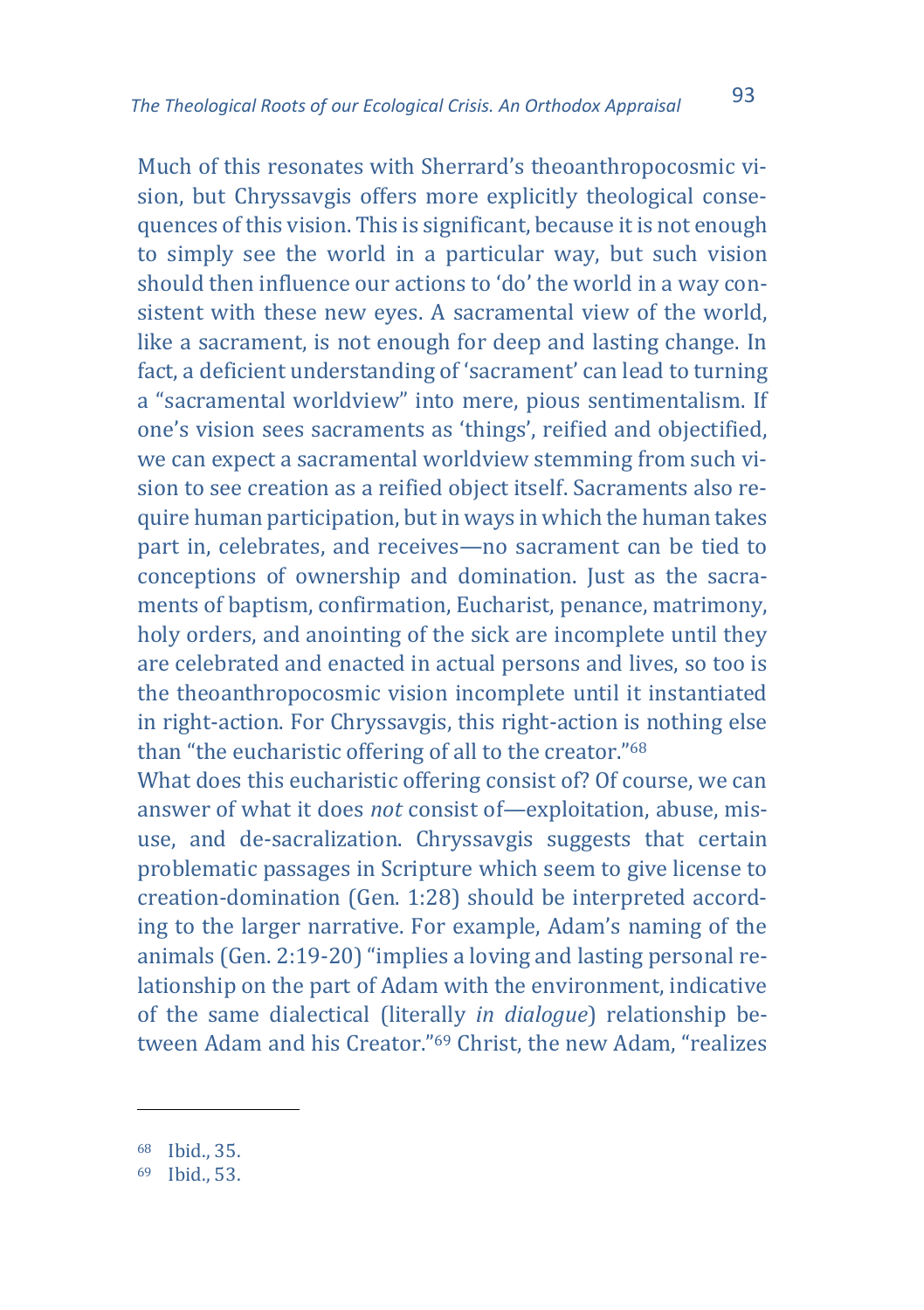Much of this resonates with Sherrard's theoanthropocosmic vision, but Chryssavgis offers more explicitly theological consequences of this vision. This is significant, because it is not enough to simply see the world in a particular way, but such vision should then influence our actions to 'do' the world in a way consistent with these new eyes. A sacramental view of the world, like a sacrament, is not enough for deep and lasting change. In fact, a deficient understanding of 'sacrament' can lead to turning a "sacramental worldview" into mere, pious sentimentalism. If one's vision sees sacraments as 'things', reified and objectified, we can expect a sacramental worldview stemming from such vision to see creation as a reified object itself. Sacraments also require human participation, but in ways in which the human takes part in, celebrates, and receives—no sacrament can be tied to conceptions of ownership and domination. Just as the sacraments of baptism, confirmation, Eucharist, penance, matrimony, holy orders, and anointing of the sick are incomplete until they are celebrated and enacted in actual persons and lives, so too is the theoanthropocosmic vision incomplete until it instantiated in right-action. For Chryssavgis, this right-action is nothing else than "the eucharistic offering of all to the creator."[68]

What does this eucharistic offering consist of? Of course, we can answer of what it does *not* consist of—exploitation, abuse, misuse, and de-sacralization. Chryssavgis suggests that certain problematic passages in Scripture which seem to give license to creation-domination (Gen. 1:28) should be interpreted according to the larger narrative. For example, Adam's naming of the animals (Gen. 2:19-20) "implies a loving and lasting personal relationship on the part of Adam with the environment, indicative of the same dialectical (literally *in dialogue*) relationship between Adam and his Creator."[69] Christ, the new Adam, "realizes

---

[68] Ibid., 35.

[69] Ibid., 53.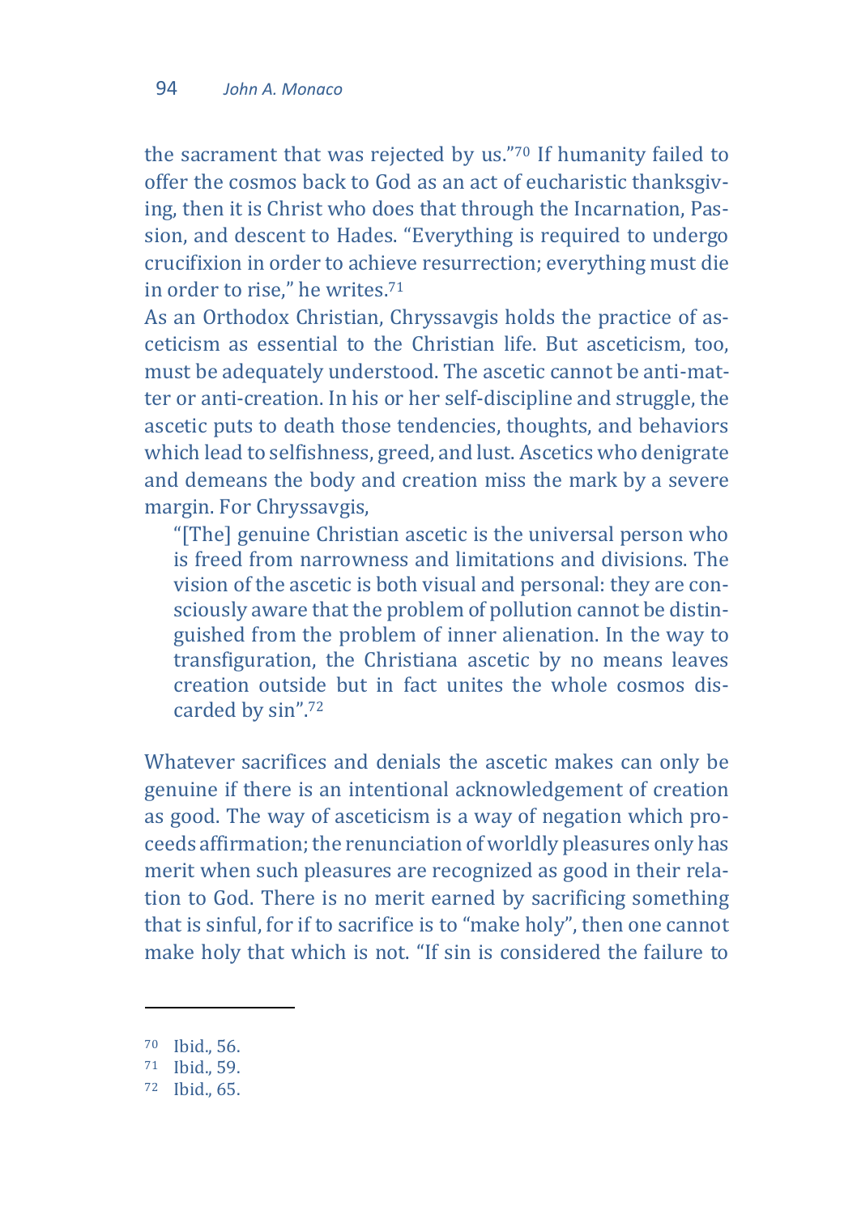the sacrament that was rejected by us."[70] If humanity failed to offer the cosmos back to God as an act of eucharistic thanksgiving, then it is Christ who does that through the Incarnation, Passion, and descent to Hades. "Everything is required to undergo crucifixion in order to achieve resurrection; everything must die in order to rise," he writes.[71]

As an Orthodox Christian, Chryssavgis holds the practice of asceticism as essential to the Christian life. But asceticism, too, must be adequately understood. The ascetic cannot be anti-matter or anti-creation. In his or her self-discipline and struggle, the ascetic puts to death those tendencies, thoughts, and behaviors which lead to selfishness, greed, and lust. Ascetics who denigrate and demeans the body and creation miss the mark by a severe margin. For Chryssavgis,

> "[The] genuine Christian ascetic is the universal person who is freed from narrowness and limitations and divisions. The vision of the ascetic is both visual and personal: they are consciously aware that the problem of pollution cannot be distinguished from the problem of inner alienation. In the way to transfiguration, the Christiana ascetic by no means leaves creation outside but in fact unites the whole cosmos discarded by sin".[72]

Whatever sacrifices and denials the ascetic makes can only be genuine if there is an intentional acknowledgement of creation as good. The way of asceticism is a way of negation which proceeds affirmation; the renunciation of worldly pleasures only has merit when such pleasures are recognized as good in their relation to God. There is no merit earned by sacrificing something that is sinful, for if to sacrifice is to "make holy", then one cannot make holy that which is not. "If sin is considered the failure to

---

[70] Ibid., 56.

[71] Ibid., 59.

[72] Ibid., 65.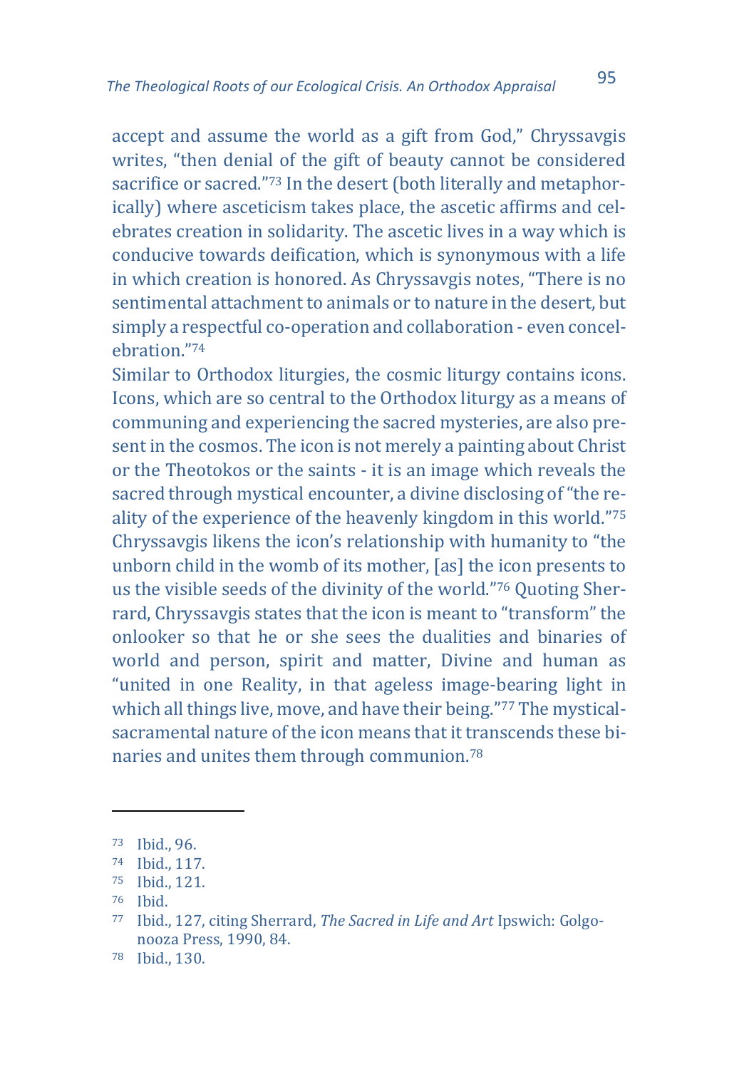accept and assume the world as a gift from God," Chryssavgis writes, "then denial of the gift of beauty cannot be considered sacrifice or sacred."[73] In the desert (both literally and metaphorically) where asceticism takes place, the ascetic affirms and celebrates creation in solidarity. The ascetic lives in a way which is conducive towards deification, which is synonymous with a life in which creation is honored. As Chryssavgis notes, "There is no sentimental attachment to animals or to nature in the desert, but simply a respectful co-operation and collaboration - even concelebration."[74]

Similar to Orthodox liturgies, the cosmic liturgy contains icons. Icons, which are so central to the Orthodox liturgy as a means of communing and experiencing the sacred mysteries, are also present in the cosmos. The icon is not merely a painting about Christ or the Theotokos or the saints - it is an image which reveals the sacred through mystical encounter, a divine disclosing of "the reality of the experience of the heavenly kingdom in this world."[75] Chryssavgis likens the icon's relationship with humanity to "the unborn child in the womb of its mother, [as] the icon presents to us the visible seeds of the divinity of the world."[76] Quoting Sherrard, Chryssavgis states that the icon is meant to "transform" the onlooker so that he or she sees the dualities and binaries of world and person, spirit and matter, Divine and human as "united in one Reality, in that ageless image-bearing light in which all things live, move, and have their being."[77] The mystical-sacramental nature of the icon means that it transcends these binaries and unites them through communion.[78]

---

[73] Ibid., 96.

[74] Ibid., 117.

[75] Ibid., 121.

[76] Ibid.

[77] Ibid., 127, citing Sherrard, *The Sacred in Life and Art* Ipswich: Golgonooza Press, 1990, 84.

[78] Ibid., 130.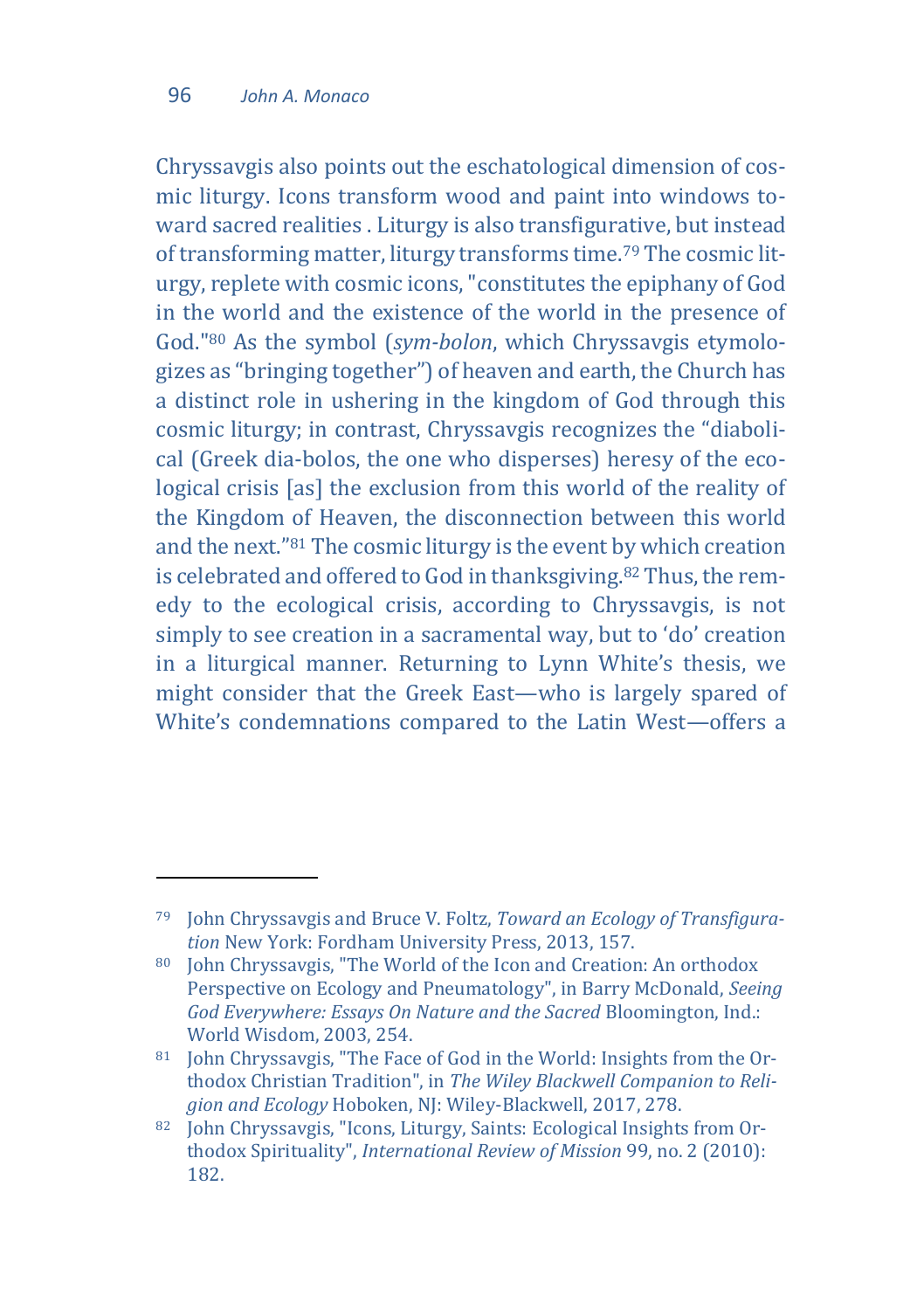Chryssavgis also points out the eschatological dimension of cosmic liturgy. Icons transform wood and paint into windows toward sacred realities . Liturgy is also transfigurative, but instead of transforming matter, liturgy transforms time.[79] The cosmic liturgy, replete with cosmic icons, "constitutes the epiphany of God in the world and the existence of the world in the presence of God."[80] As the symbol (*sym-bolon*, which Chryssavgis etymologizes as "bringing together") of heaven and earth, the Church has a distinct role in ushering in the kingdom of God through this cosmic liturgy; in contrast, Chryssavgis recognizes the "diabolical (Greek dia-bolos, the one who disperses) heresy of the ecological crisis [as] the exclusion from this world of the reality of the Kingdom of Heaven, the disconnection between this world and the next."[81] The cosmic liturgy is the event by which creation is celebrated and offered to God in thanksgiving.[82] Thus, the remedy to the ecological crisis, according to Chryssavgis, is not simply to see creation in a sacramental way, but to 'do' creation in a liturgical manner. Returning to Lynn White's thesis, we might consider that the Greek East—who is largely spared of White's condemnations compared to the Latin West—offers a

---

79 John Chryssavgis and Bruce V. Foltz, *Toward an Ecology of Transfiguration* New York: Fordham University Press, 2013, 157.

80 John Chryssavgis, "The World of the Icon and Creation: An orthodox Perspective on Ecology and Pneumatology", in Barry McDonald, *Seeing God Everywhere: Essays On Nature and the Sacred* Bloomington, Ind.: World Wisdom, 2003, 254.

81 John Chryssavgis, "The Face of God in the World: Insights from the Orthodox Christian Tradition", in *The Wiley Blackwell Companion to Religion and Ecology* Hoboken, NJ: Wiley-Blackwell, 2017, 278.

82 John Chryssavgis, "Icons, Liturgy, Saints: Ecological Insights from Orthodox Spirituality", *International Review of Mission* 99, no. 2 (2010): 182.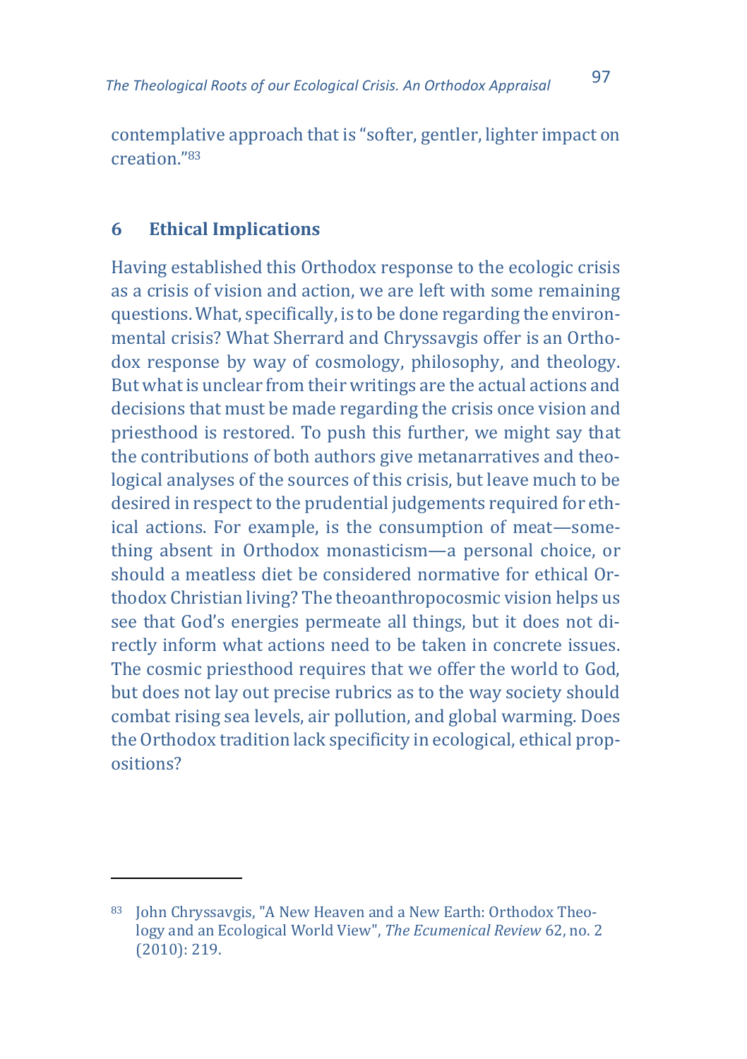contemplative approach that is “softer, gentler, lighter impact on creation.”[83]

## 6 Ethical Implications

Having established this Orthodox response to the ecologic crisis as a crisis of vision and action, we are left with some remaining questions. What, specifically, is to be done regarding the environmental crisis? What Sherrard and Chryssavgis offer is an Orthodox response by way of cosmology, philosophy, and theology. But what is unclear from their writings are the actual actions and decisions that must be made regarding the crisis once vision and priesthood is restored. To push this further, we might say that the contributions of both authors give metanarratives and theological analyses of the sources of this crisis, but leave much to be desired in respect to the prudential judgements required for ethical actions. For example, is the consumption of meat—something absent in Orthodox monasticism—a personal choice, or should a meatless diet be considered normative for ethical Orthodox Christian living? The theoanthropocosmic vision helps us see that God’s energies permeate all things, but it does not directly inform what actions need to be taken in concrete issues. The cosmic priesthood requires that we offer the world to God, but does not lay out precise rubrics as to the way society should combat rising sea levels, air pollution, and global warming. Does the Orthodox tradition lack specificity in ecological, ethical propositions?

---

[83] John Chryssavgis, "A New Heaven and a New Earth: Orthodox Theology and an Ecological World View", *The Ecumenical Review* 62, no. 2 (2010): 219.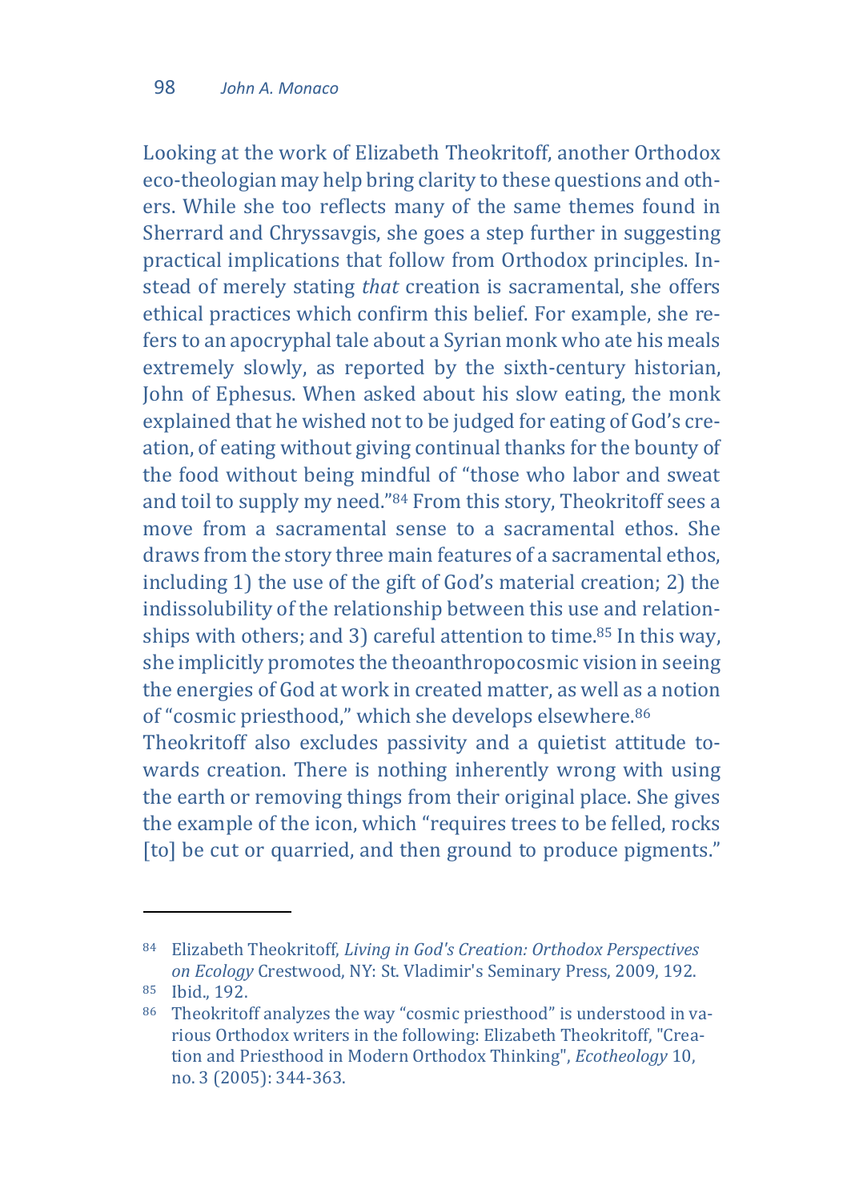Looking at the work of Elizabeth Theokritoff, another Orthodox eco-theologian may help bring clarity to these questions and others. While she too reflects many of the same themes found in Sherrard and Chryssavgis, she goes a step further in suggesting practical implications that follow from Orthodox principles. Instead of merely stating *that* creation is sacramental, she offers ethical practices which confirm this belief. For example, she refers to an apocryphal tale about a Syrian monk who ate his meals extremely slowly, as reported by the sixth-century historian, John of Ephesus. When asked about his slow eating, the monk explained that he wished not to be judged for eating of God's creation, of eating without giving continual thanks for the bounty of the food without being mindful of "those who labor and sweat and toil to supply my need."[84] From this story, Theokritoff sees a move from a sacramental sense to a sacramental ethos. She draws from the story three main features of a sacramental ethos, including 1) the use of the gift of God's material creation; 2) the indissolubility of the relationship between this use and relationships with others; and 3) careful attention to time.[85] In this way, she implicitly promotes the theoanthropocosmic vision in seeing the energies of God at work in created matter, as well as a notion of "cosmic priesthood," which she develops elsewhere.[86]

Theokritoff also excludes passivity and a quietist attitude towards creation. There is nothing inherently wrong with using the earth or removing things from their original place. She gives the example of the icon, which "requires trees to be felled, rocks [to] be cut or quarried, and then ground to produce pigments."

---

[84] Elizabeth Theokritoff, *Living in God's Creation: Orthodox Perspectives on Ecology* Crestwood, NY: St. Vladimir's Seminary Press, 2009, 192.

[85] Ibid., 192.

[86] Theokritoff analyzes the way "cosmic priesthood" is understood in various Orthodox writers in the following: Elizabeth Theokritoff, "Creation and Priesthood in Modern Orthodox Thinking", *Ecotheology* 10, no. 3 (2005): 344-363.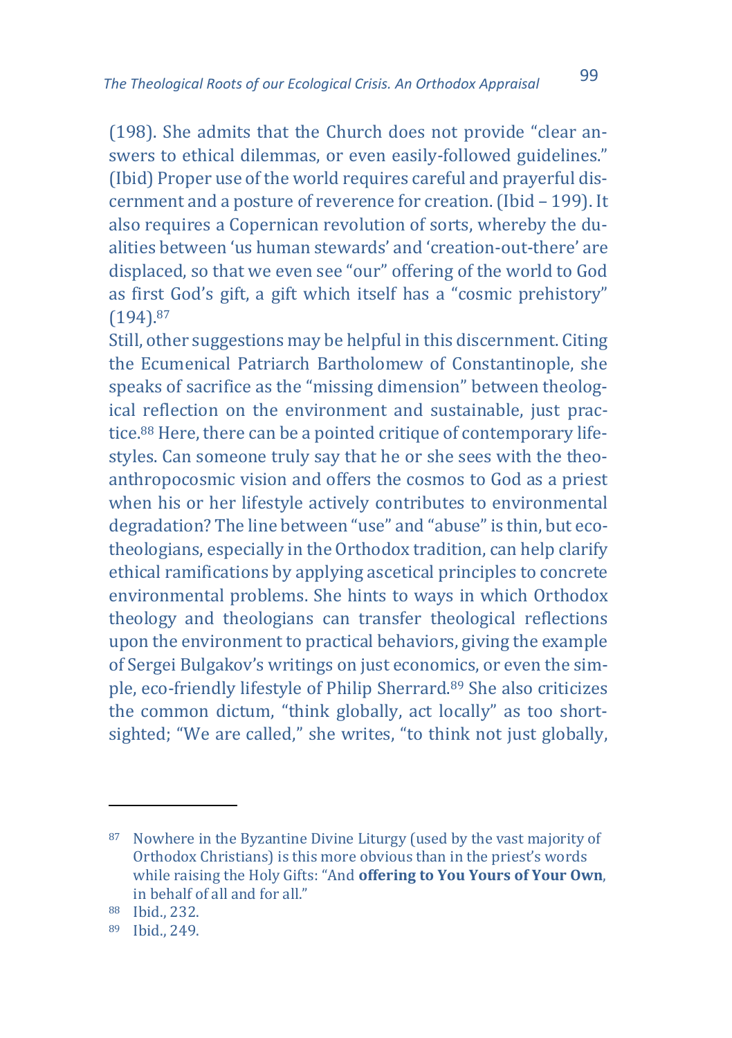(198). She admits that the Church does not provide "clear answers to ethical dilemmas, or even easily-followed guidelines." (Ibid) Proper use of the world requires careful and prayerful discernment and a posture of reverence for creation. (Ibid – 199). It also requires a Copernican revolution of sorts, whereby the dualities between 'us human stewards' and 'creation-out-there' are displaced, so that we even see "our" offering of the world to God as first God's gift, a gift which itself has a "cosmic prehistory" (194).[87]

Still, other suggestions may be helpful in this discernment. Citing the Ecumenical Patriarch Bartholomew of Constantinople, she speaks of sacrifice as the "missing dimension" between theological reflection on the environment and sustainable, just practice.[88] Here, there can be a pointed critique of contemporary lifestyles. Can someone truly say that he or she sees with the theoanthropocosmic vision and offers the cosmos to God as a priest when his or her lifestyle actively contributes to environmental degradation? The line between "use" and "abuse" is thin, but eco-theologians, especially in the Orthodox tradition, can help clarify ethical ramifications by applying ascetical principles to concrete environmental problems. She hints to ways in which Orthodox theology and theologians can transfer theological reflections upon the environment to practical behaviors, giving the example of Sergei Bulgakov's writings on just economics, or even the simple, eco-friendly lifestyle of Philip Sherrard.[89] She also criticizes the common dictum, "think globally, act locally" as too short-sighted; "We are called," she writes, "to think not just globally,

---

[87] Nowhere in the Byzantine Divine Liturgy (used by the vast majority of Orthodox Christians) is this more obvious than in the priest's words while raising the Holy Gifts: "And **offering to You Yours of Your Own**, in behalf of all and for all."

[88] Ibid., 232.

[89] Ibid., 249.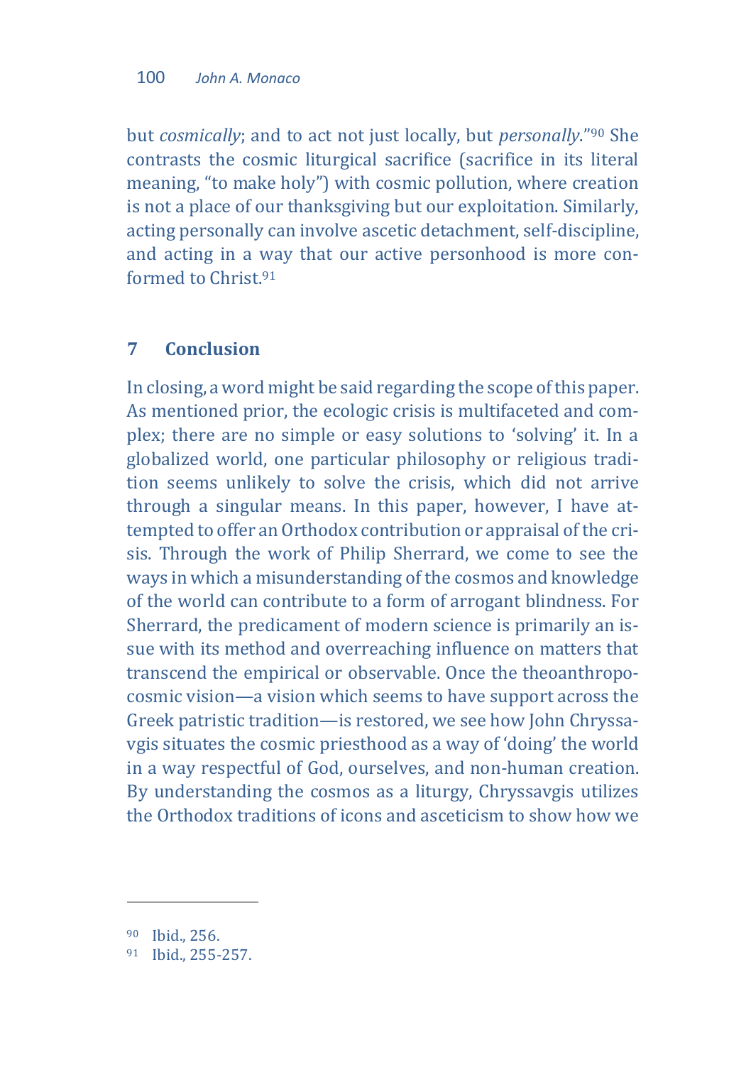but *cosmically*; and to act not just locally, but *personally*."[90] She contrasts the cosmic liturgical sacrifice (sacrifice in its literal meaning, "to make holy") with cosmic pollution, where creation is not a place of our thanksgiving but our exploitation. Similarly, acting personally can involve ascetic detachment, self-discipline, and acting in a way that our active personhood is more conformed to Christ.[91]

## 7 Conclusion

In closing, a word might be said regarding the scope of this paper. As mentioned prior, the ecologic crisis is multifaceted and complex; there are no simple or easy solutions to 'solving' it. In a globalized world, one particular philosophy or religious tradition seems unlikely to solve the crisis, which did not arrive through a singular means. In this paper, however, I have attempted to offer an Orthodox contribution or appraisal of the crisis. Through the work of Philip Sherrard, we come to see the ways in which a misunderstanding of the cosmos and knowledge of the world can contribute to a form of arrogant blindness. For Sherrard, the predicament of modern science is primarily an issue with its method and overreaching influence on matters that transcend the empirical or observable. Once the theoanthropocosmic vision—a vision which seems to have support across the Greek patristic tradition—is restored, we see how John Chryssavgis situates the cosmic priesthood as a way of 'doing' the world in a way respectful of God, ourselves, and non-human creation. By understanding the cosmos as a liturgy, Chryssavgis utilizes the Orthodox traditions of icons and asceticism to show how we

---

[90] Ibid., 256.

[91] Ibid., 255-257.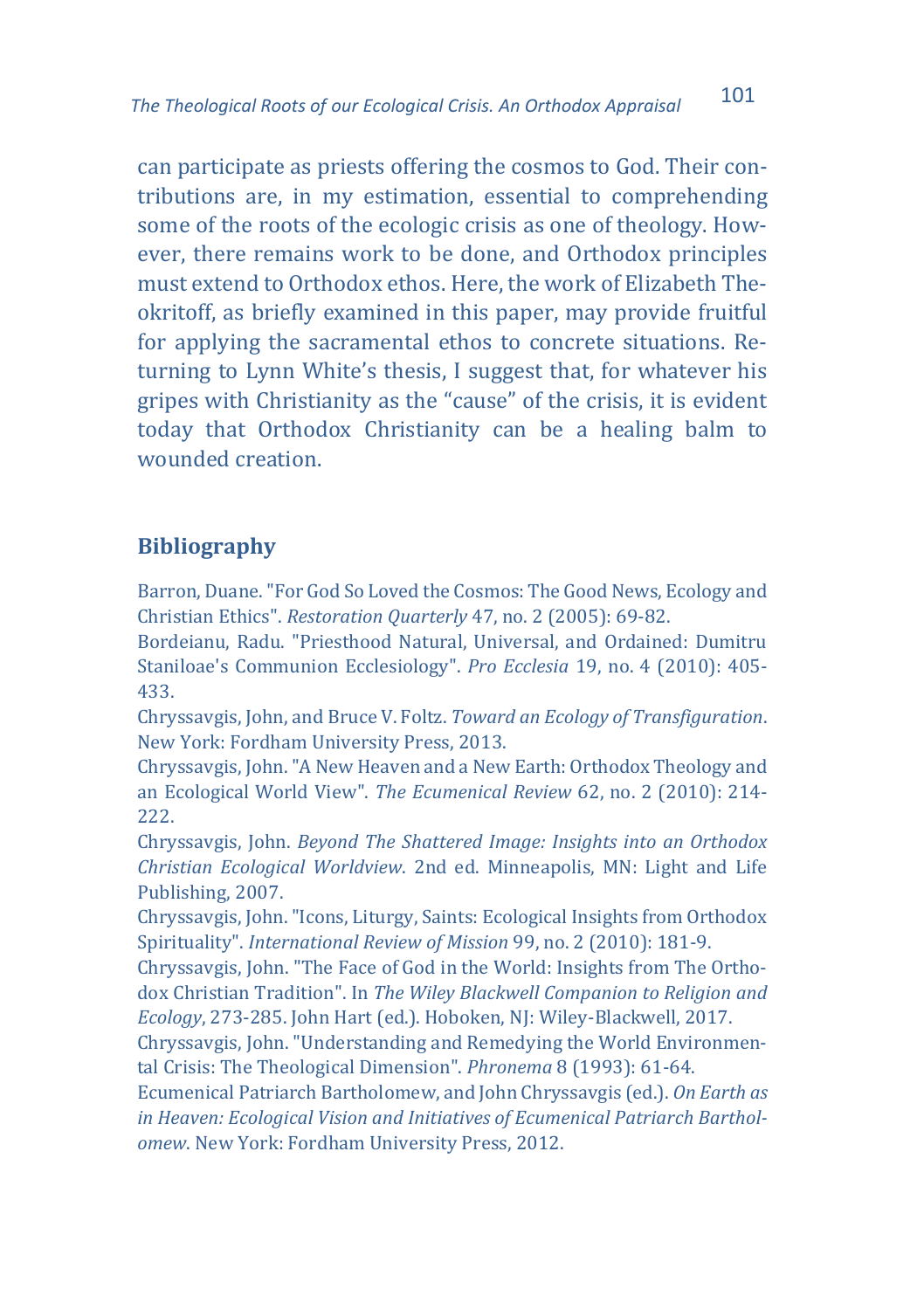can participate as priests offering the cosmos to God. Their contributions are, in my estimation, essential to comprehending some of the roots of the ecologic crisis as one of theology. However, there remains work to be done, and Orthodox principles must extend to Orthodox ethos. Here, the work of Elizabeth Theokritoff, as briefly examined in this paper, may provide fruitful for applying the sacramental ethos to concrete situations. Returning to Lynn White's thesis, I suggest that, for whatever his gripes with Christianity as the "cause" of the crisis, it is evident today that Orthodox Christianity can be a healing balm to wounded creation.

## Bibliography

Barron, Duane. "For God So Loved the Cosmos: The Good News, Ecology and Christian Ethics". *Restoration Quarterly* 47, no. 2 (2005): 69-82.

Bordeianu, Radu. "Priesthood Natural, Universal, and Ordained: Dumitru Staniloae's Communion Ecclesiology". *Pro Ecclesia* 19, no. 4 (2010): 405-433.

Chryssavgis, John, and Bruce V. Foltz. *Toward an Ecology of Transfiguration*. New York: Fordham University Press, 2013.

Chryssavgis, John. "A New Heaven and a New Earth: Orthodox Theology and an Ecological World View". *The Ecumenical Review* 62, no. 2 (2010): 214-222.

Chryssavgis, John. *Beyond The Shattered Image: Insights into an Orthodox Christian Ecological Worldview*. 2nd ed. Minneapolis, MN: Light and Life Publishing, 2007.

Chryssavgis, John. "Icons, Liturgy, Saints: Ecological Insights from Orthodox Spirituality". *International Review of Mission* 99, no. 2 (2010): 181-9.

Chryssavgis, John. "The Face of God in the World: Insights from The Orthodox Christian Tradition". In *The Wiley Blackwell Companion to Religion and Ecology*, 273-285. John Hart (ed.). Hoboken, NJ: Wiley-Blackwell, 2017.

Chryssavgis, John. "Understanding and Remedying the World Environmental Crisis: The Theological Dimension". *Phronema* 8 (1993): 61-64.

Ecumenical Patriarch Bartholomew, and John Chryssavgis (ed.). *On Earth as in Heaven: Ecological Vision and Initiatives of Ecumenical Patriarch Bartholomew*. New York: Fordham University Press, 2012.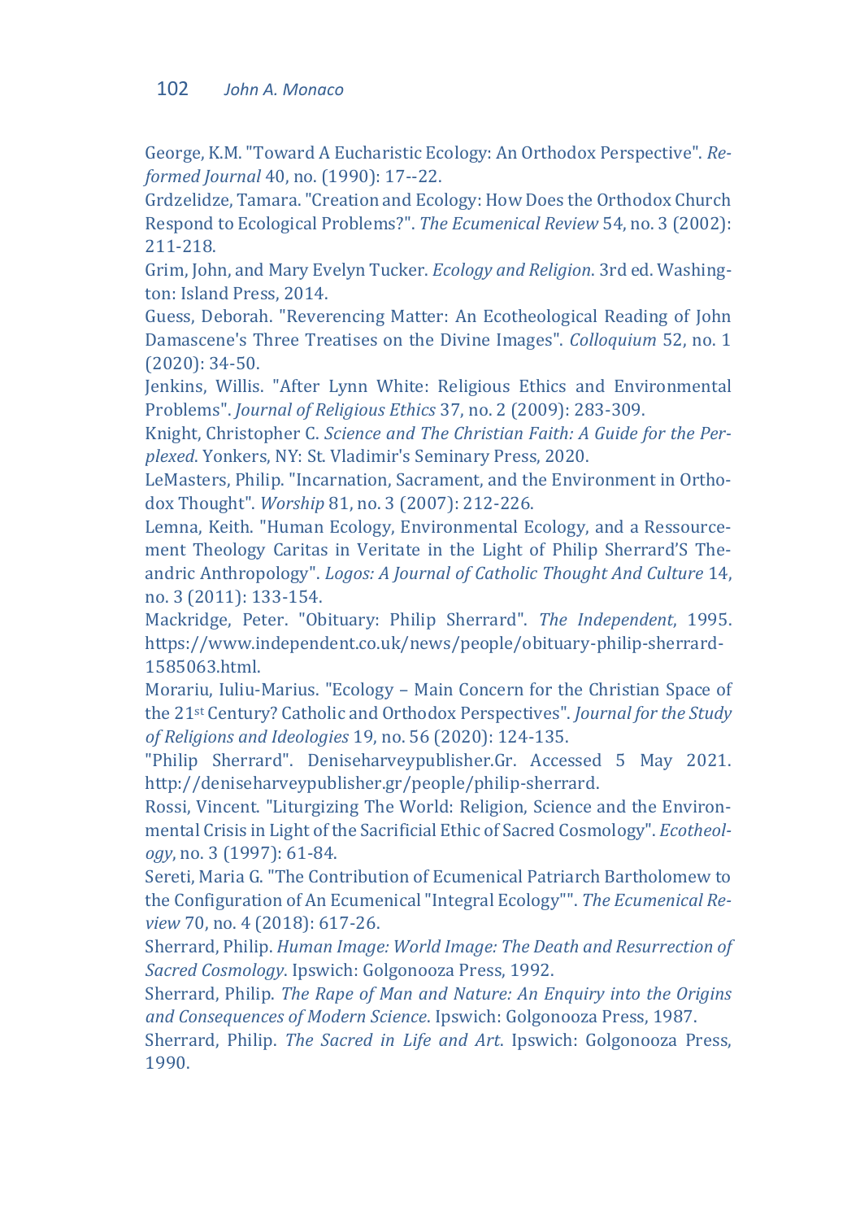George, K.M. "Toward A Eucharistic Ecology: An Orthodox Perspective". *Reformed Journal* 40, no. (1990): 17--22.

Grdzelidze, Tamara. "Creation and Ecology: How Does the Orthodox Church Respond to Ecological Problems?". *The Ecumenical Review* 54, no. 3 (2002): 211-218.

Grim, John, and Mary Evelyn Tucker. *Ecology and Religion*. 3rd ed. Washington: Island Press, 2014.

Guess, Deborah. "Reverencing Matter: An Ecotheological Reading of John Damascene's Three Treatises on the Divine Images". *Colloquium* 52, no. 1 (2020): 34-50.

Jenkins, Willis. "After Lynn White: Religious Ethics and Environmental Problems". *Journal of Religious Ethics* 37, no. 2 (2009): 283-309.

Knight, Christopher C. *Science and The Christian Faith: A Guide for the Perplexed*. Yonkers, NY: St. Vladimir's Seminary Press, 2020.

LeMasters, Philip. "Incarnation, Sacrament, and the Environment in Orthodox Thought". *Worship* 81, no. 3 (2007): 212-226.

Lemna, Keith. "Human Ecology, Environmental Ecology, and a Ressourcement Theology Caritas in Veritate in the Light of Philip Sherrard'S Theandric Anthropology". *Logos: A Journal of Catholic Thought And Culture* 14, no. 3 (2011): 133-154.

Mackridge, Peter. "Obituary: Philip Sherrard". *The Independent*, 1995. https://www.independent.co.uk/news/people/obituary-philip-sherrard-1585063.html.

Morariu, Iuliu-Marius. "Ecology – Main Concern for the Christian Space of the 21st Century? Catholic and Orthodox Perspectives". *Journal for the Study of Religions and Ideologies* 19, no. 56 (2020): 124-135.

"Philip Sherrard". Deniseharveypublisher.Gr. Accessed 5 May 2021. http://deniseharveypublisher.gr/people/philip-sherrard.

Rossi, Vincent. "Liturgizing The World: Religion, Science and the Environmental Crisis in Light of the Sacrificial Ethic of Sacred Cosmology". *Ecotheology*, no. 3 (1997): 61-84.

Sereti, Maria G. "The Contribution of Ecumenical Patriarch Bartholomew to the Configuration of An Ecumenical "Integral Ecology"". *The Ecumenical Review* 70, no. 4 (2018): 617-26.

Sherrard, Philip. *Human Image: World Image: The Death and Resurrection of Sacred Cosmology*. Ipswich: Golgonooza Press, 1992.

Sherrard, Philip. *The Rape of Man and Nature: An Enquiry into the Origins and Consequences of Modern Science*. Ipswich: Golgonooza Press, 1987.

Sherrard, Philip. *The Sacred in Life and Art*. Ipswich: Golgonooza Press, 1990.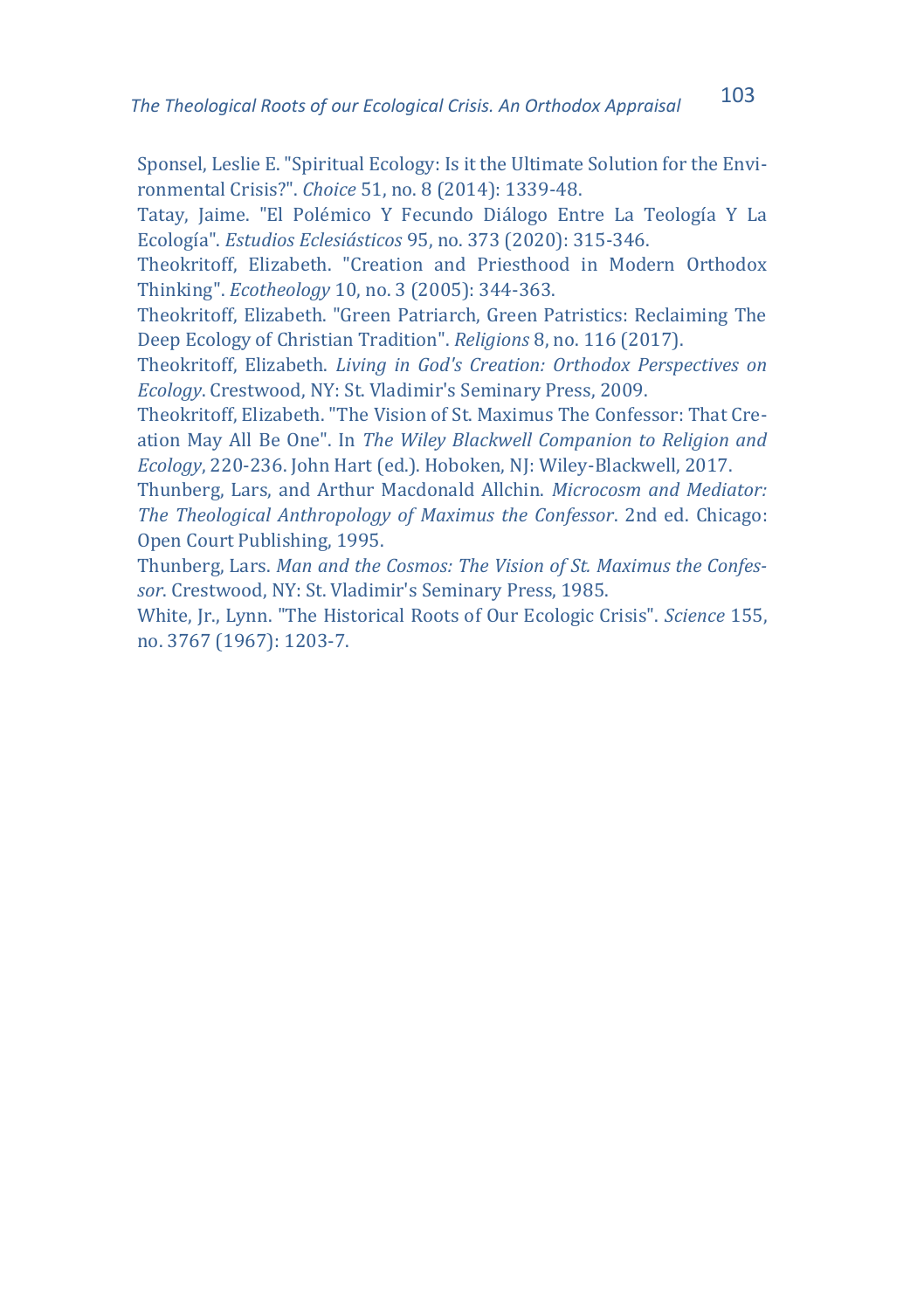Sponsel, Leslie E. "Spiritual Ecology: Is it the Ultimate Solution for the Environmental Crisis?". *Choice* 51, no. 8 (2014): 1339-48.

Tatay, Jaime. "El Polémico Y Fecundo Diálogo Entre La Teología Y La Ecología". *Estudios Eclesiásticos* 95, no. 373 (2020): 315-346.

Theokritoff, Elizabeth. "Creation and Priesthood in Modern Orthodox Thinking". *Ecotheology* 10, no. 3 (2005): 344-363.

Theokritoff, Elizabeth. "Green Patriarch, Green Patristics: Reclaiming The Deep Ecology of Christian Tradition". *Religions* 8, no. 116 (2017).

Theokritoff, Elizabeth. *Living in God's Creation: Orthodox Perspectives on Ecology*. Crestwood, NY: St. Vladimir's Seminary Press, 2009.

Theokritoff, Elizabeth. "The Vision of St. Maximus The Confessor: That Creation May All Be One". In *The Wiley Blackwell Companion to Religion and Ecology*, 220-236. John Hart (ed.). Hoboken, NJ: Wiley-Blackwell, 2017.

Thunberg, Lars, and Arthur Macdonald Allchin. *Microcosm and Mediator: The Theological Anthropology of Maximus the Confessor*. 2nd ed. Chicago: Open Court Publishing, 1995.

Thunberg, Lars. *Man and the Cosmos: The Vision of St. Maximus the Confessor*. Crestwood, NY: St. Vladimir's Seminary Press, 1985.

White, Jr., Lynn. "The Historical Roots of Our Ecologic Crisis". *Science* 155, no. 3767 (1967): 1203-7.